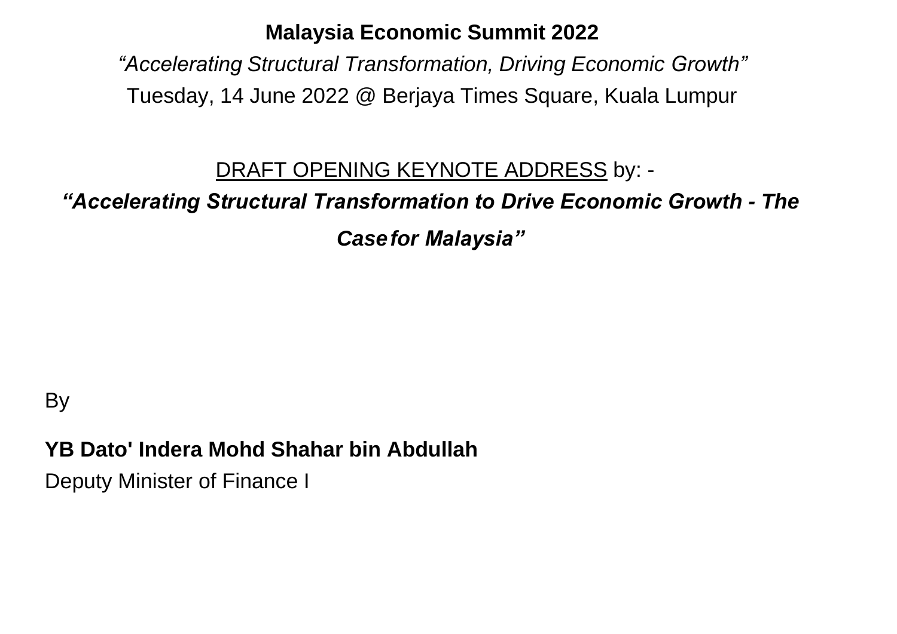# Malaysia Economic Summit 2022

*"Accelerating Structural Transformation, Driving Economic Growth"*

Tuesday, 14 June 2022 @ Berjaya Times Square, Kuala Lumpur

DRAFT OPENING KEYNOTE ADDRESS by: -

## ***"Accelerating Structural Transformation to Drive Economic Growth - The Case for Malaysia"***

By

**YB Dato' Indera Mohd Shahar bin Abdullah**

Deputy Minister of Finance I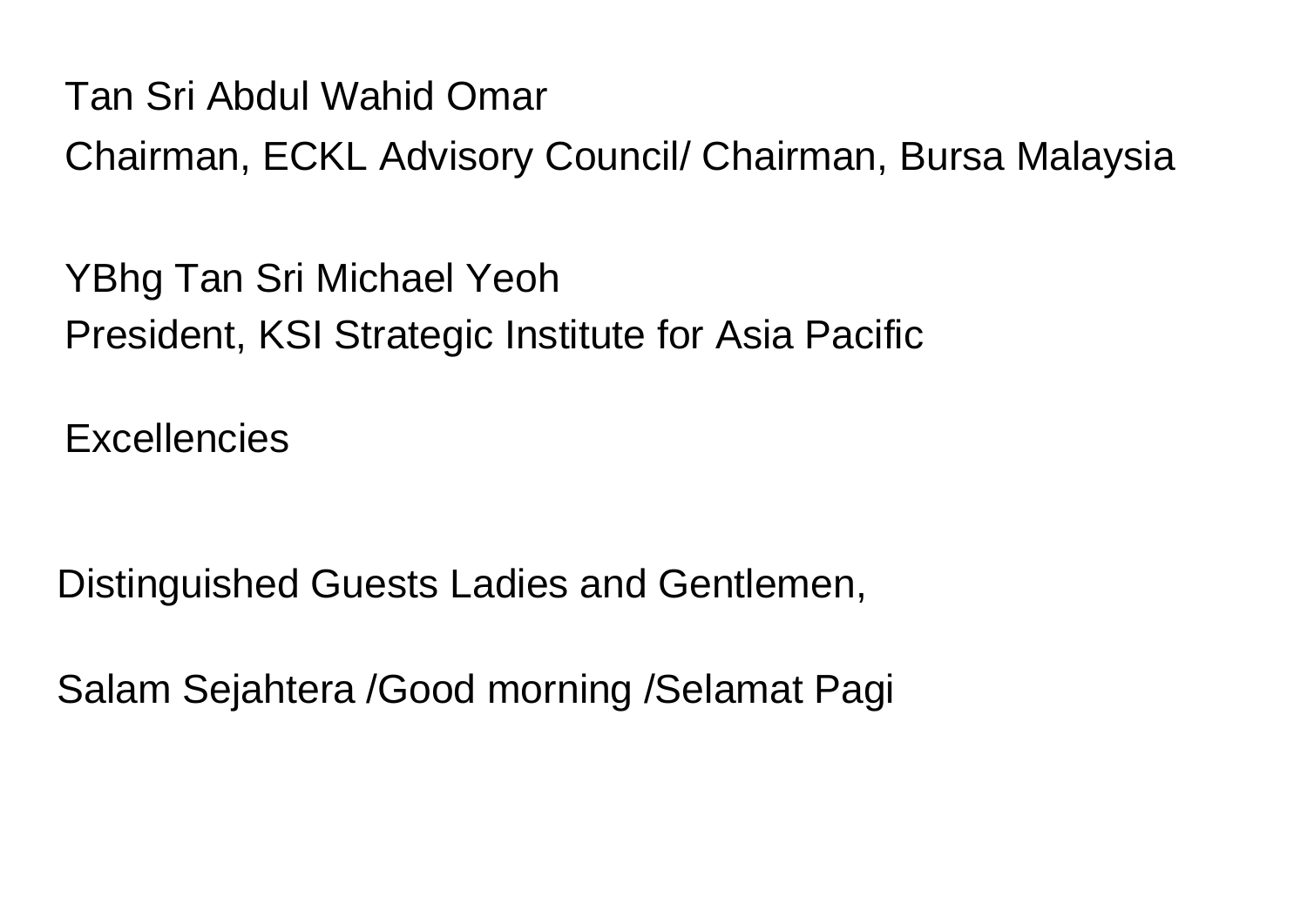Tan Sri Abdul Wahid Omar

Chairman, ECKL Advisory Council/ Chairman, Bursa Malaysia

YBhg Tan Sri Michael Yeoh

President, KSI Strategic Institute for Asia Pacific

Excellencies

Distinguished Guests Ladies and Gentlemen,

Salam Sejahtera /Good morning /Selamat Pagi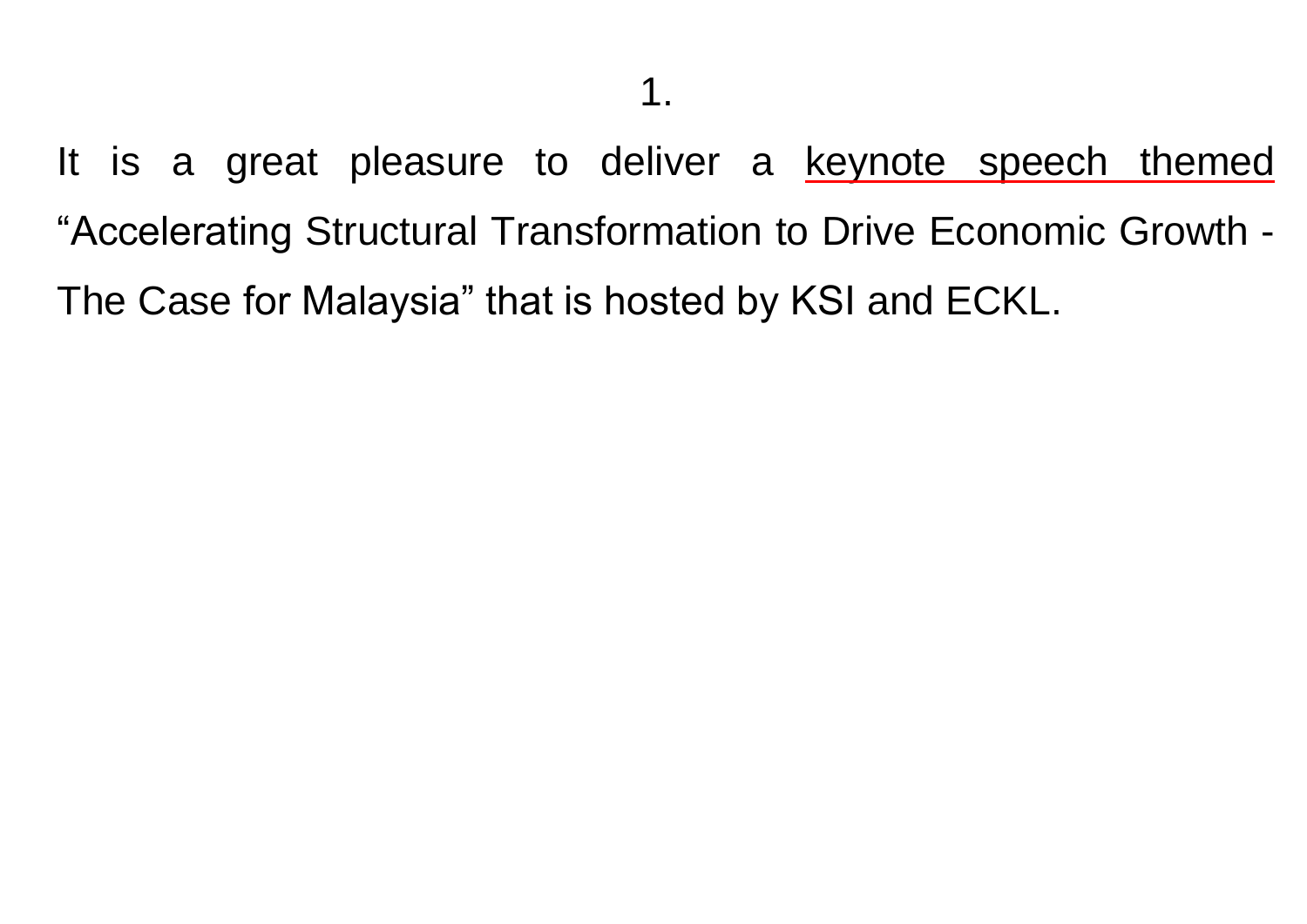1. It is a great pleasure to deliver a keynote speech themed "Accelerating Structural Transformation to Drive Economic Growth - The Case for Malaysia" that is hosted by KSI and ECKL.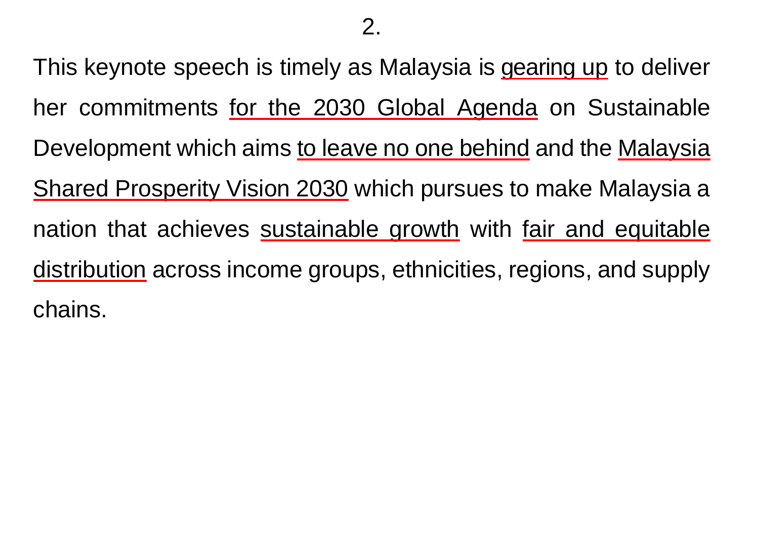2.

This keynote speech is timely as Malaysia is <u>gearing up</u> to deliver her commitments <u>for the 2030 Global Agenda</u> on Sustainable Development which aims <u>to leave no one behind</u> and the <u>Malaysia Shared Prosperity Vision 2030</u> which pursues to make Malaysia a nation that achieves <u>sustainable growth</u> with <u>fair and equitable distribution</u> across income groups, ethnicities, regions, and supply chains.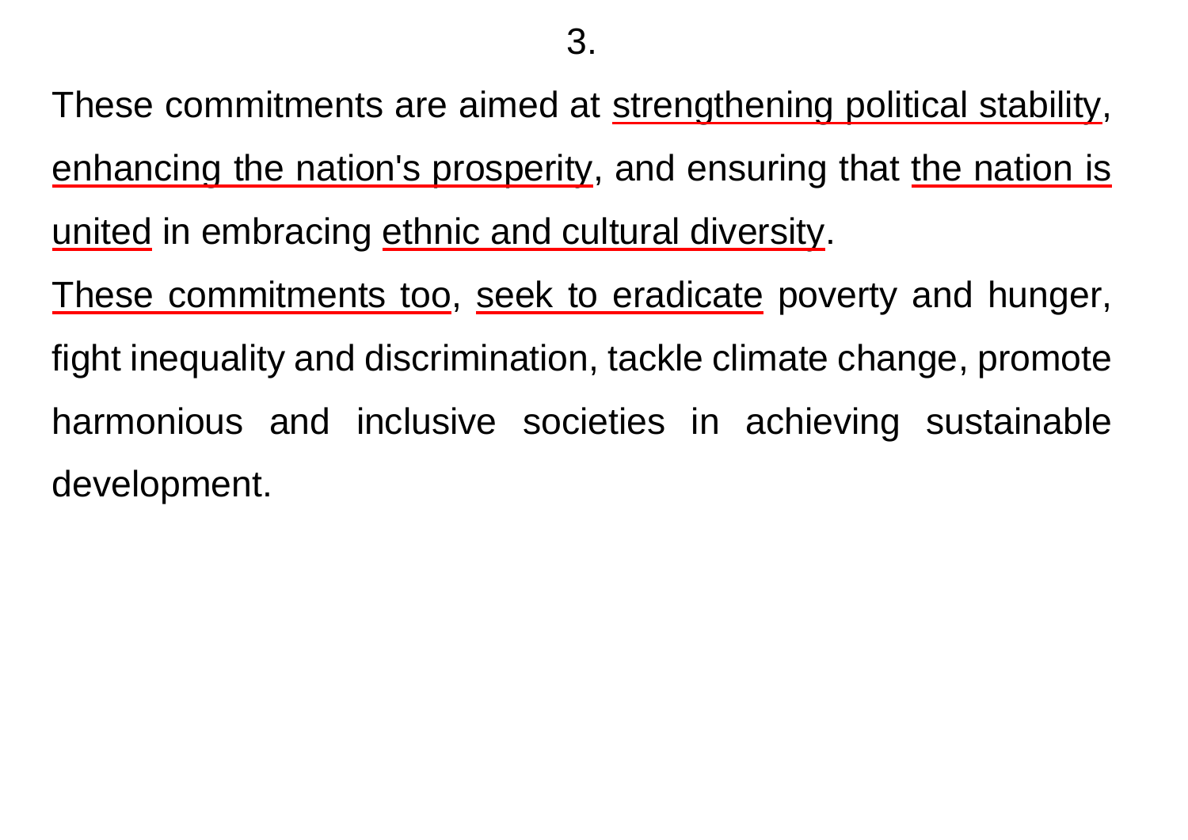3.

These commitments are aimed at strengthening political stability, enhancing the nation's prosperity, and ensuring that the nation is united in embracing ethnic and cultural diversity.

These commitments too, seek to eradicate poverty and hunger, fight inequality and discrimination, tackle climate change, promote harmonious and inclusive societies in achieving sustainable development.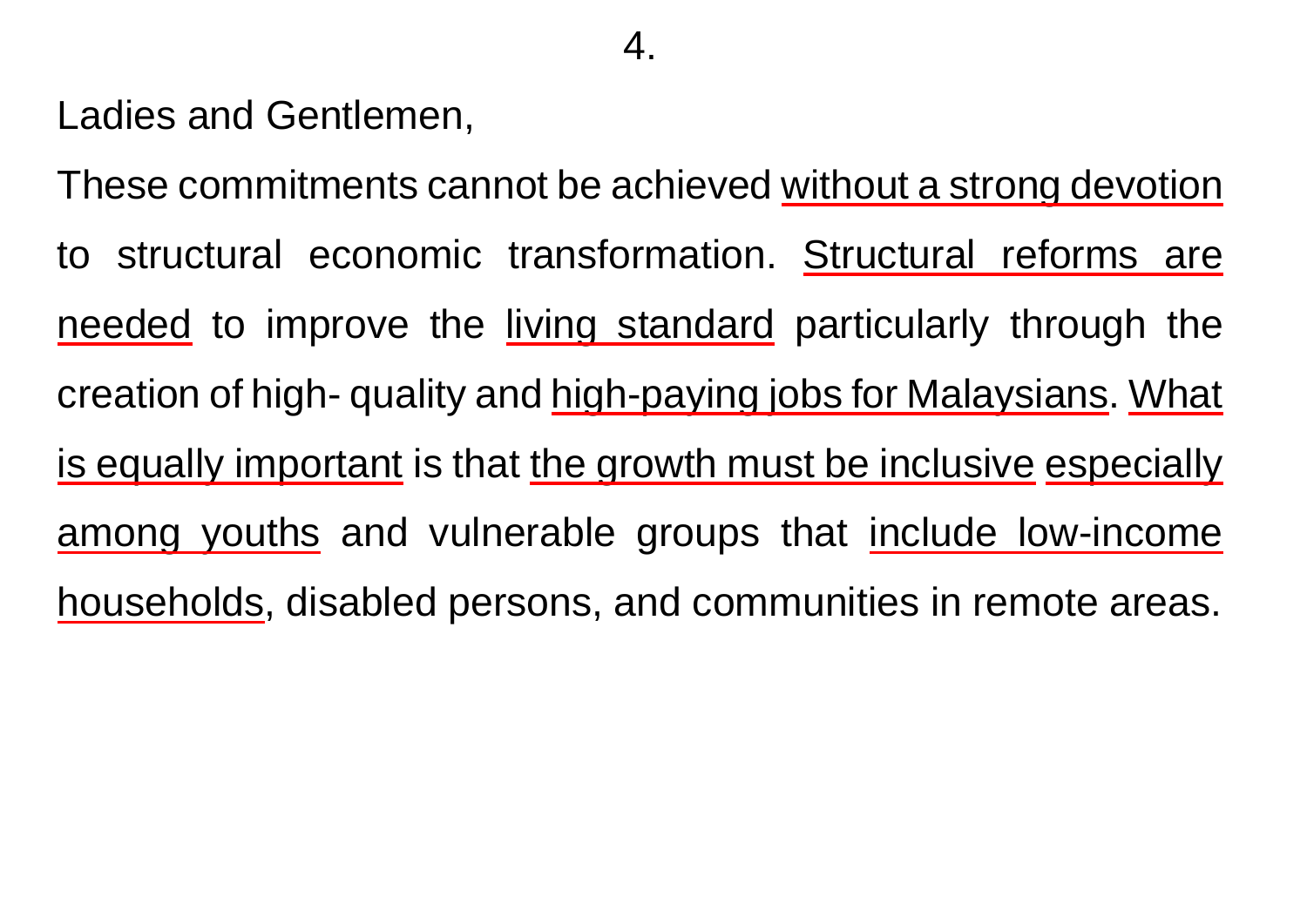4.

Ladies and Gentlemen,

These commitments cannot be achieved without a strong devotion to structural economic transformation. Structural reforms are needed to improve the living standard particularly through the creation of high- quality and high-paying jobs for Malaysians. What is equally important is that the growth must be inclusive especially among youths and vulnerable groups that include low-income households, disabled persons, and communities in remote areas.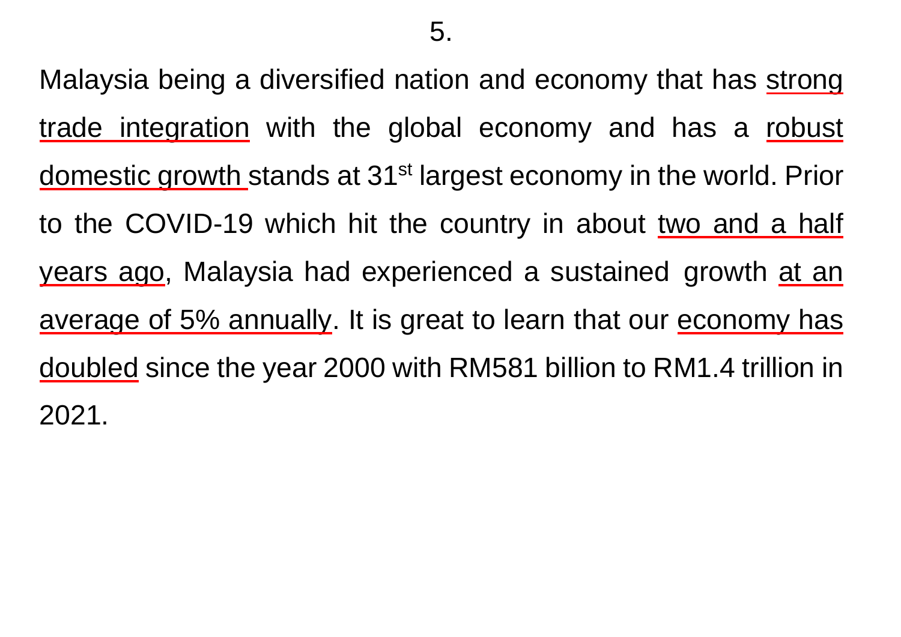5.

Malaysia being a diversified nation and economy that has <u>strong trade integration</u> with the global economy and has a <u>robust domestic growth</u> stands at 31$^{st}$ largest economy in the world. Prior to the COVID-19 which hit the country in about <u>two and a half years ago</u>, Malaysia had experienced a sustained growth <u>at an average of 5% annually</u>. It is great to learn that our <u>economy has doubled</u> since the year 2000 with RM581 billion to RM1.4 trillion in 2021.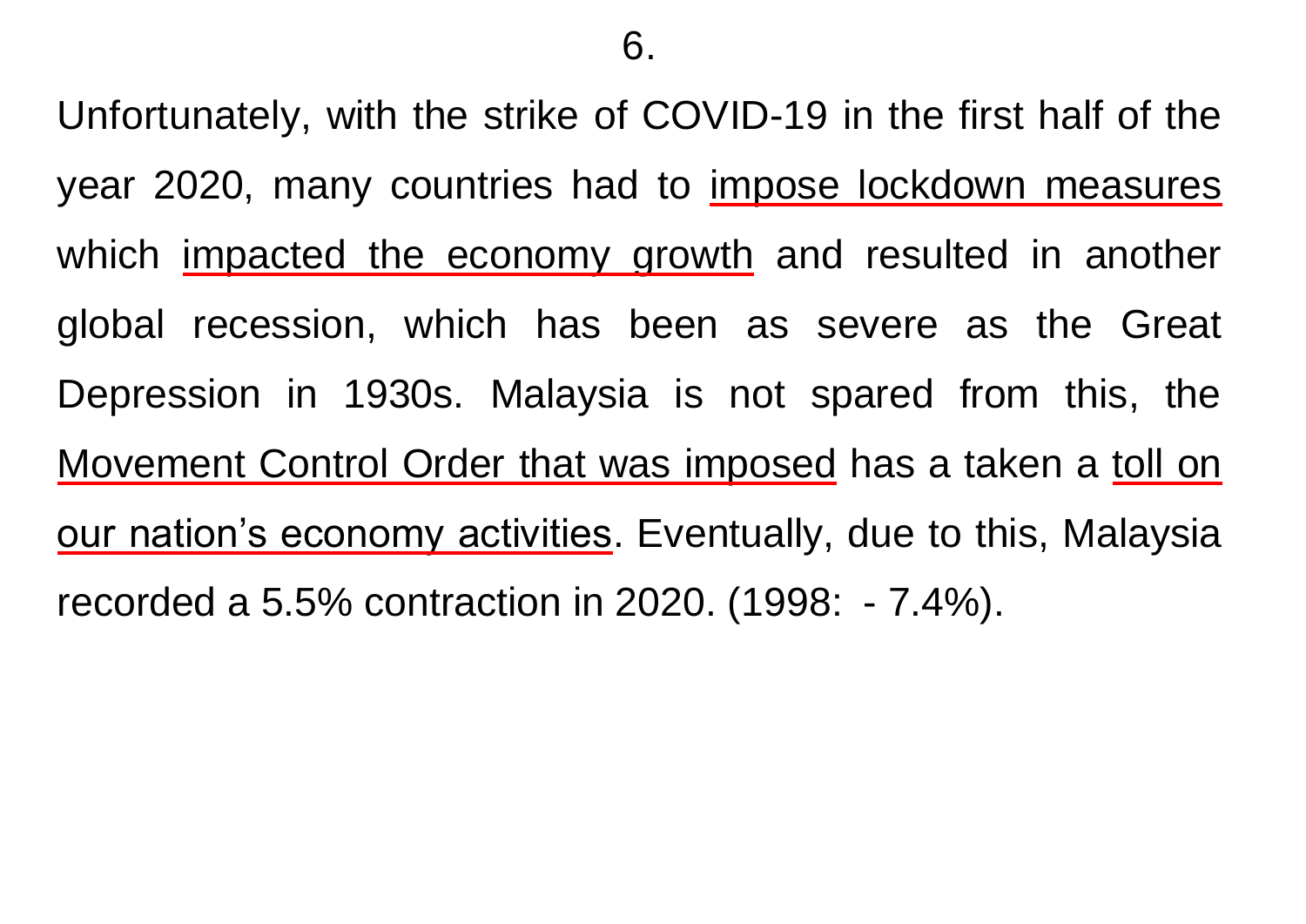6.

Unfortunately, with the strike of COVID-19 in the first half of the year 2020, many countries had to <u>impose lockdown measures</u> which <u>impacted the economy growth</u> and resulted in another global recession, which has been as severe as the Great Depression in 1930s. Malaysia is not spared from this, the <u>Movement Control Order that was imposed</u> has a taken a <u>toll on our nation's economy activities</u>. Eventually, due to this, Malaysia recorded a 5.5% contraction in 2020. (1998: - 7.4%).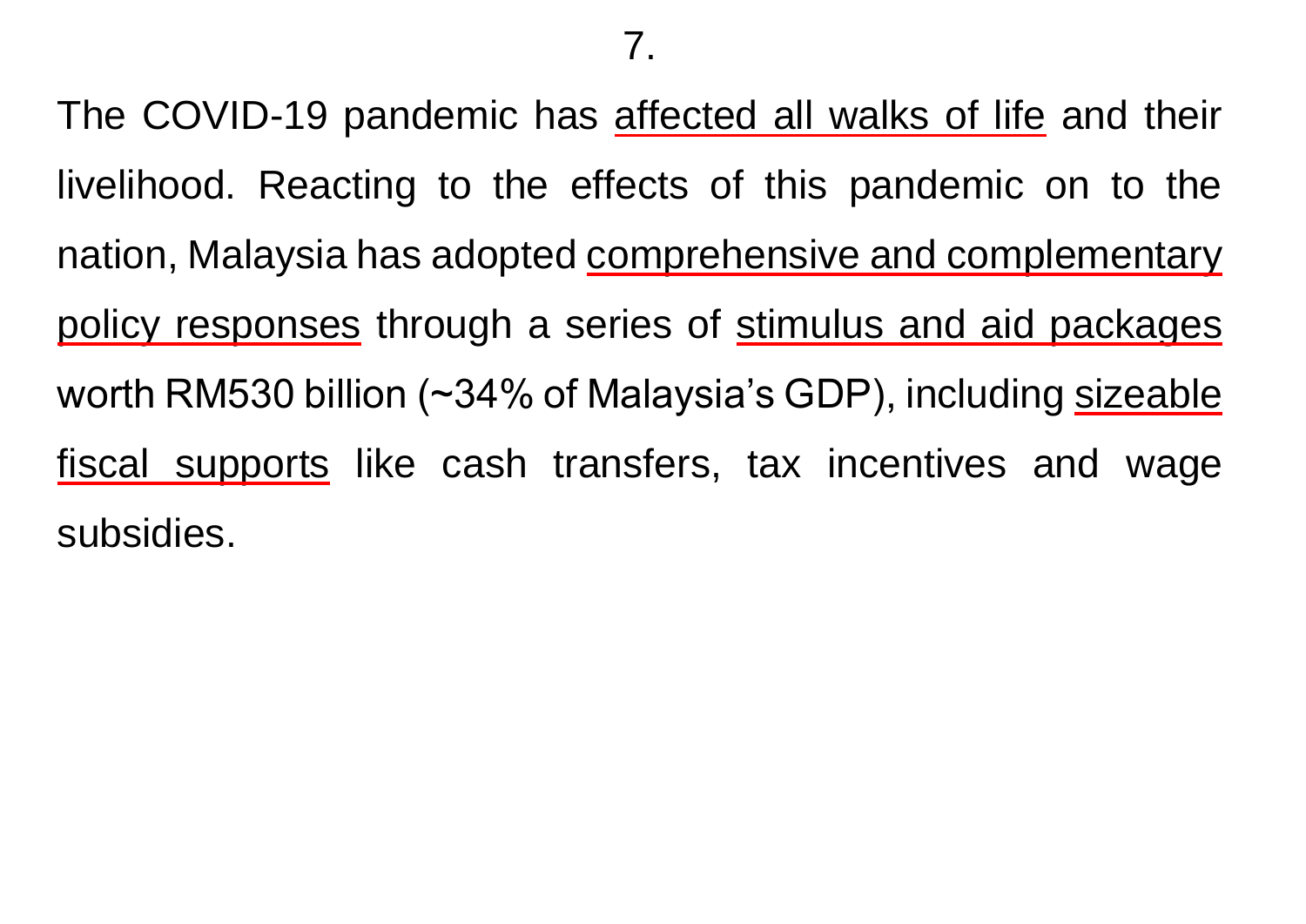7.

The COVID-19 pandemic has affected all walks of life and their livelihood. Reacting to the effects of this pandemic on to the nation, Malaysia has adopted comprehensive and complementary policy responses through a series of stimulus and aid packages worth RM530 billion (~34% of Malaysia's GDP), including sizeable fiscal supports like cash transfers, tax incentives and wage subsidies.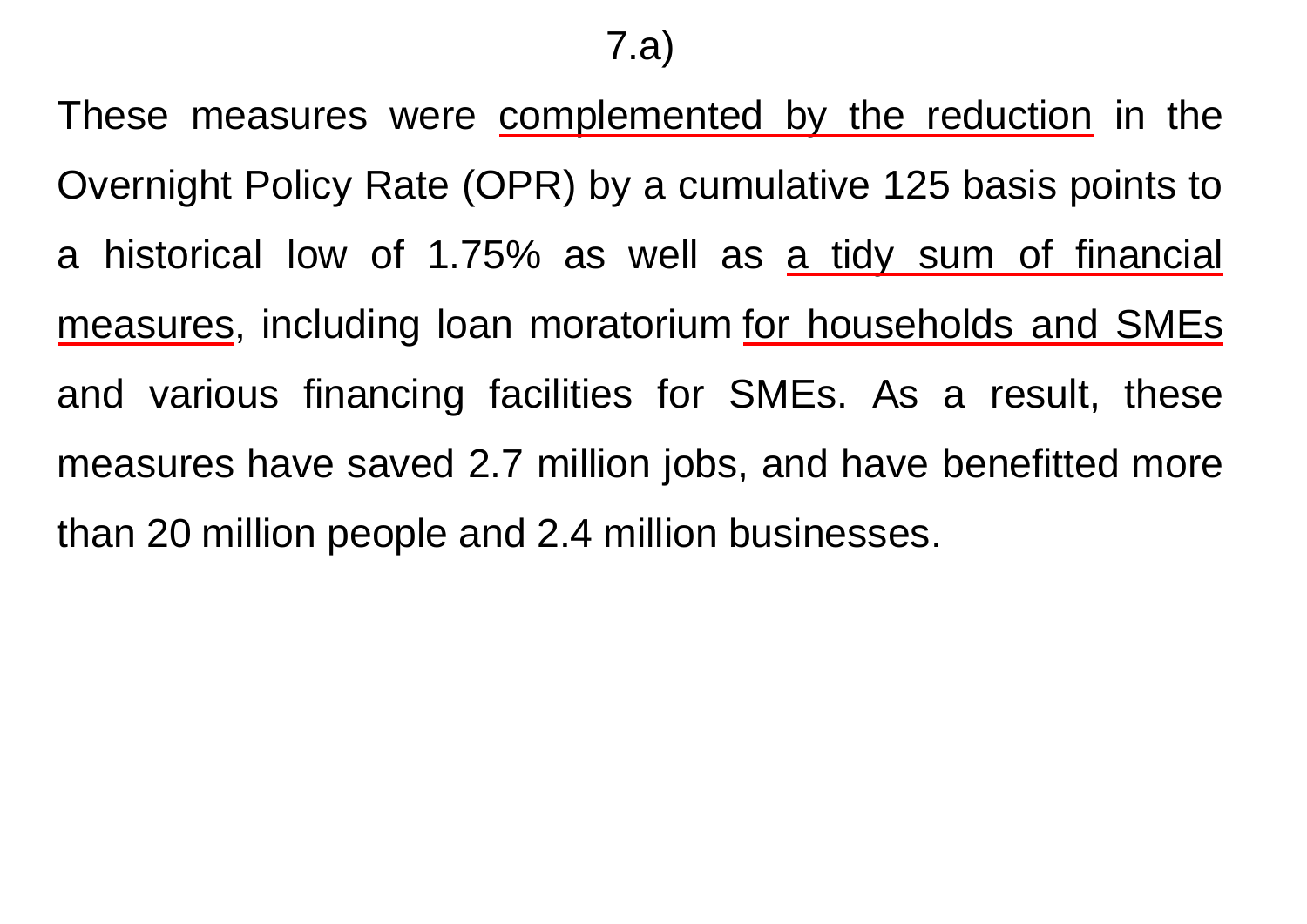7.a)

These measures were complemented by the reduction in the Overnight Policy Rate (OPR) by a cumulative 125 basis points to a historical low of 1.75% as well as a tidy sum of financial measures, including loan moratorium for households and SMEs and various financing facilities for SMEs. As a result, these measures have saved 2.7 million jobs, and have benefitted more than 20 million people and 2.4 million businesses.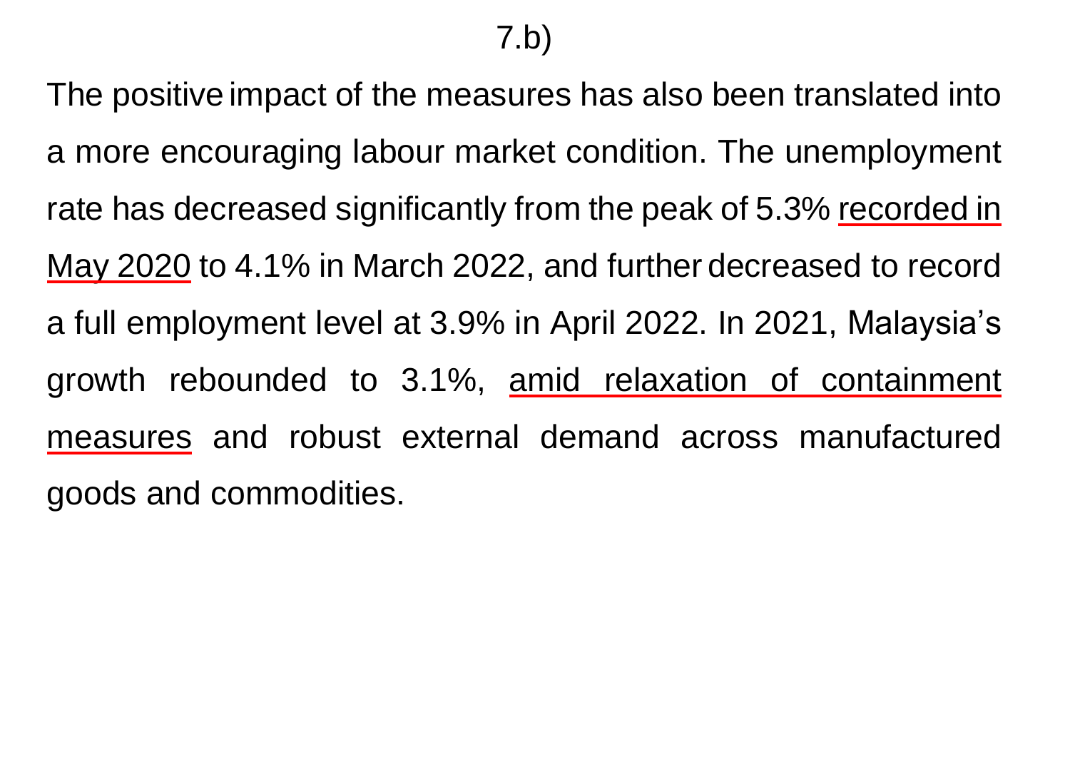7.b)

The positive impact of the measures has also been translated into a more encouraging labour market condition. The unemployment rate has decreased significantly from the peak of 5.3% <u>recorded in May 2020</u> to 4.1% in March 2022, and further decreased to record a full employment level at 3.9% in April 2022. In 2021, Malaysia's growth rebounded to 3.1%, <u>amid relaxation of containment measures</u> and robust external demand across manufactured goods and commodities.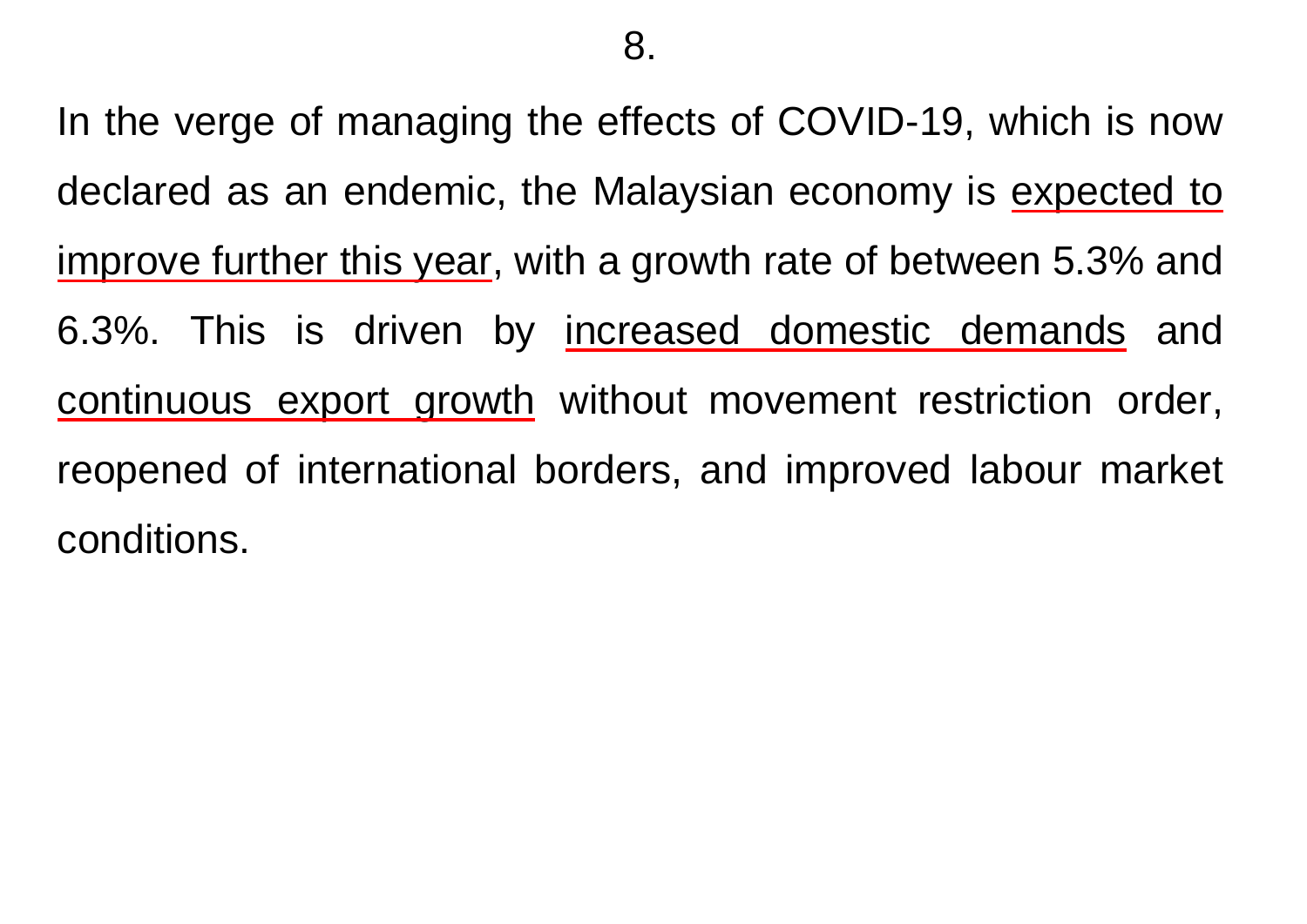8.

In the verge of managing the effects of COVID-19, which is now declared as an endemic, the Malaysian economy is <u>expected to improve further this year</u>, with a growth rate of between 5.3% and 6.3%. This is driven by <u>increased domestic demands</u> and <u>continuous export growth</u> without movement restriction order, reopened of international borders, and improved labour market conditions.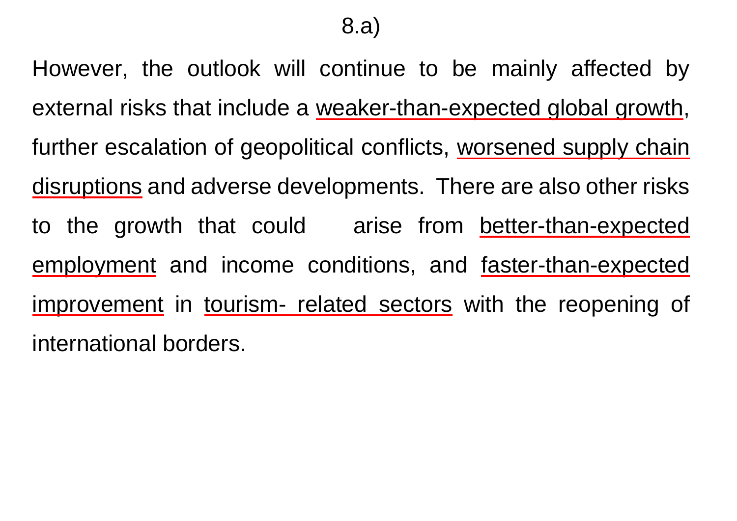8.a)

However, the outlook will continue to be mainly affected by external risks that include a weaker-than-expected global growth, further escalation of geopolitical conflicts, worsened supply chain disruptions and adverse developments. There are also other risks to the growth that could arise from better-than-expected employment and income conditions, and faster-than-expected improvement in tourism- related sectors with the reopening of international borders.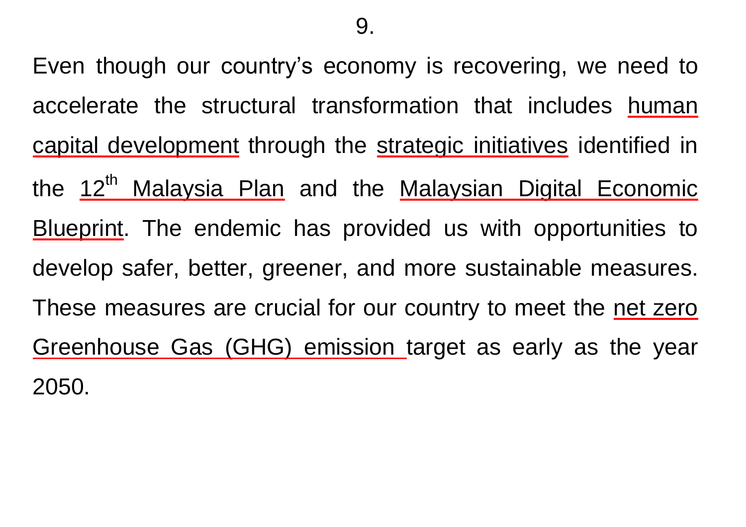9.

Even though our country's economy is recovering, we need to accelerate the structural transformation that includes human capital development through the strategic initiatives identified in the 12th Malaysia Plan and the Malaysian Digital Economic Blueprint. The endemic has provided us with opportunities to develop safer, better, greener, and more sustainable measures. These measures are crucial for our country to meet the net zero Greenhouse Gas (GHG) emission target as early as the year 2050.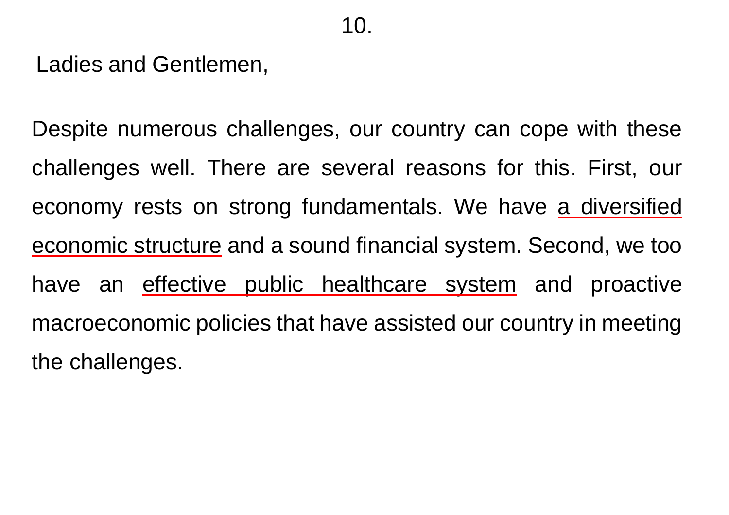10.

Ladies and Gentlemen,

Despite numerous challenges, our country can cope with these challenges well. There are several reasons for this. First, our economy rests on strong fundamentals. We have <u>a diversified economic structure</u> and a sound financial system. Second, we too have an <u>effective public healthcare system</u> and proactive macroeconomic policies that have assisted our country in meeting the challenges.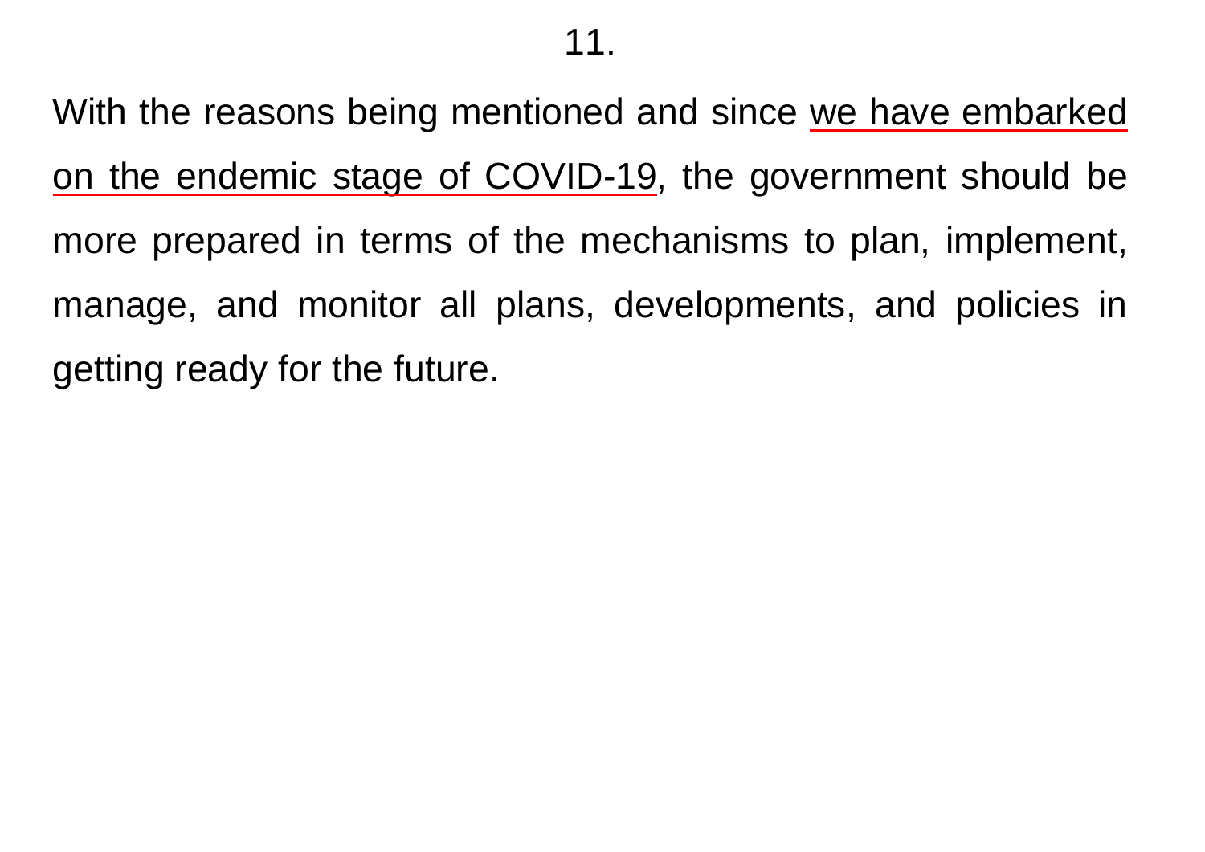11.

With the reasons being mentioned and since <u>we have embarked on the endemic stage of COVID-19</u>, the government should be more prepared in terms of the mechanisms to plan, implement, manage, and monitor all plans, developments, and policies in getting ready for the future.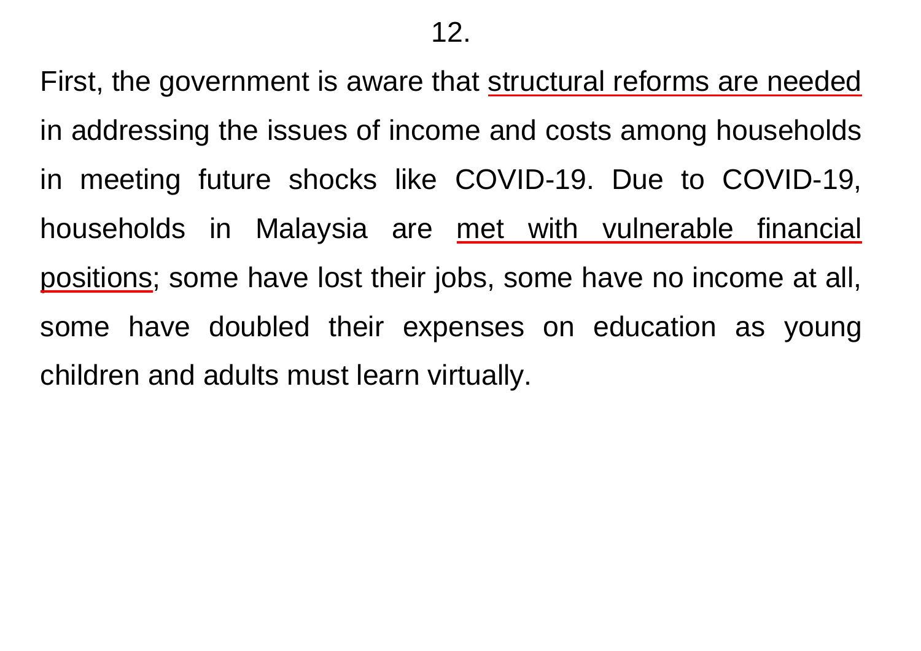12.

First, the government is aware that structural reforms are needed in addressing the issues of income and costs among households in meeting future shocks like COVID-19. Due to COVID-19, households in Malaysia are met with vulnerable financial positions; some have lost their jobs, some have no income at all, some have doubled their expenses on education as young children and adults must learn virtually.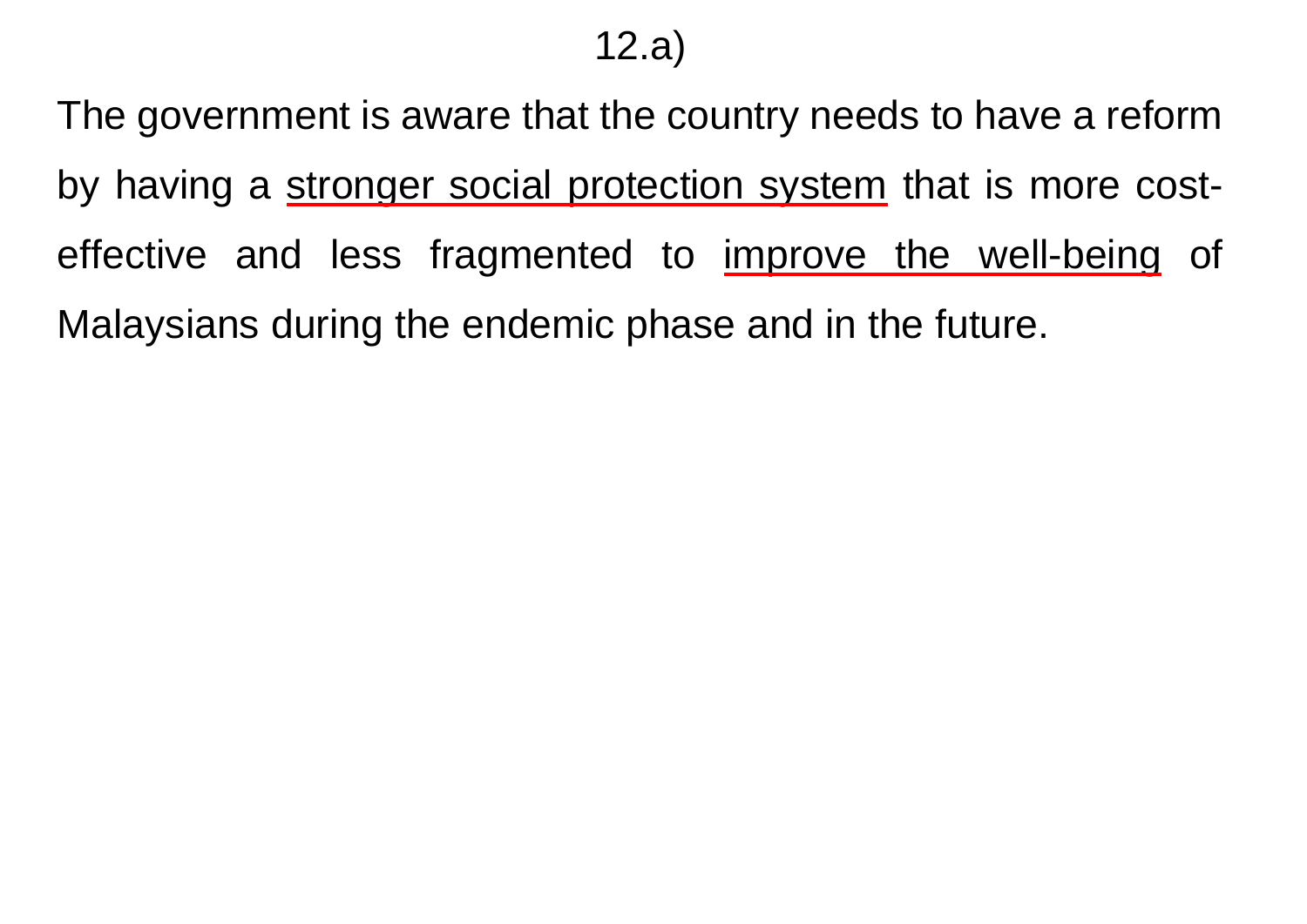12.a)

The government is aware that the country needs to have a reform by having a <u>stronger social protection system</u> that is more cost-effective and less fragmented to <u>improve the well-being</u> of Malaysians during the endemic phase and in the future.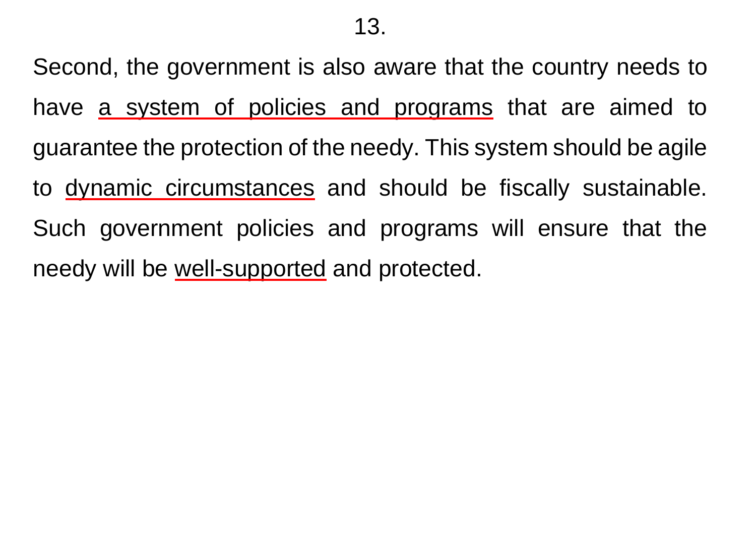13.

Second, the government is also aware that the country needs to have <u>a system of policies and programs</u> that are aimed to guarantee the protection of the needy. This system should be agile to <u>dynamic circumstances</u> and should be fiscally sustainable. Such government policies and programs will ensure that the needy will be <u>well-supported</u> and protected.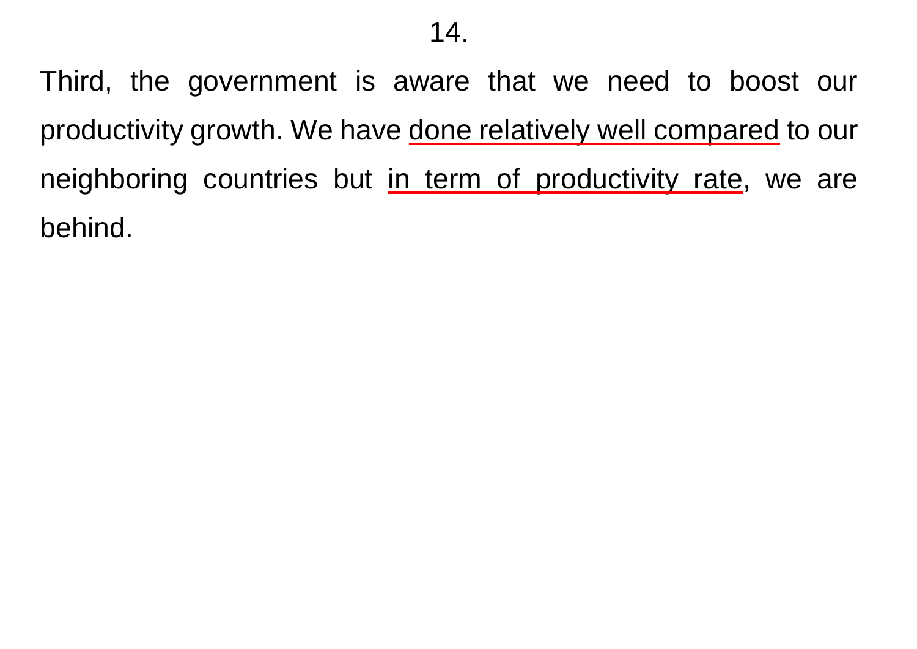14.

Third, the government is aware that we need to boost our productivity growth. We have <u>done relatively well compared</u> to our neighboring countries but <u>in term of productivity rate</u>, we are behind.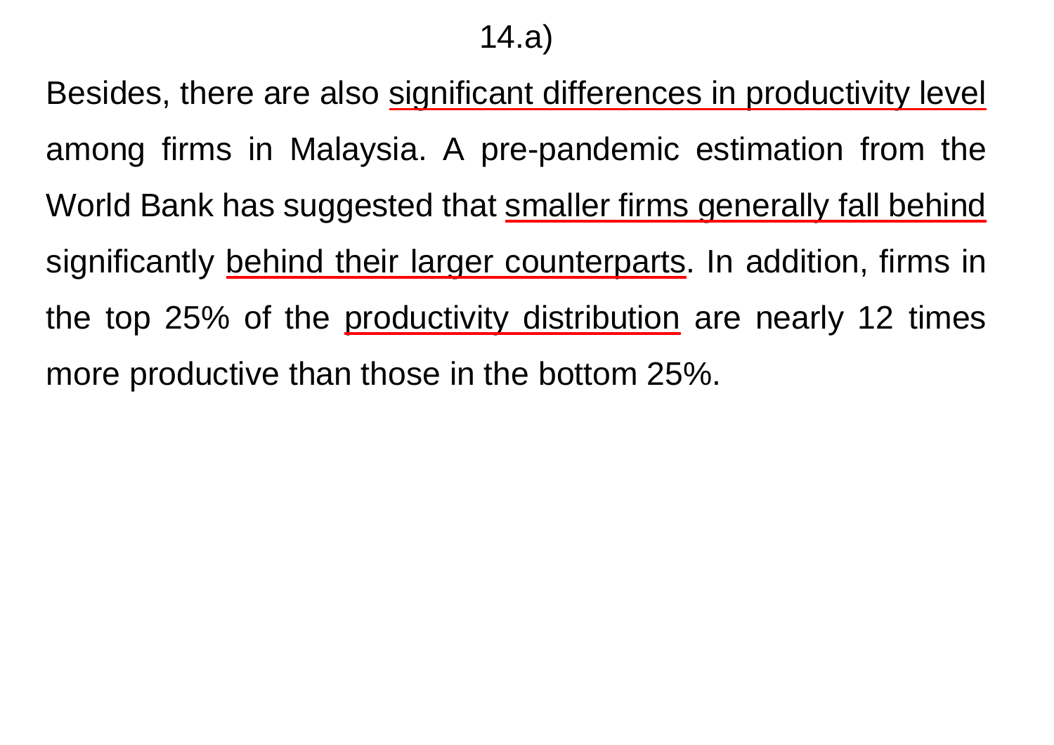14.a)

Besides, there are also <u>significant differences in productivity level</u> among firms in Malaysia. A pre-pandemic estimation from the World Bank has suggested that <u>smaller firms generally fall behind</u> significantly <u>behind their larger counterparts</u>. In addition, firms in the top 25% of the <u>productivity distribution</u> are nearly 12 times more productive than those in the bottom 25%.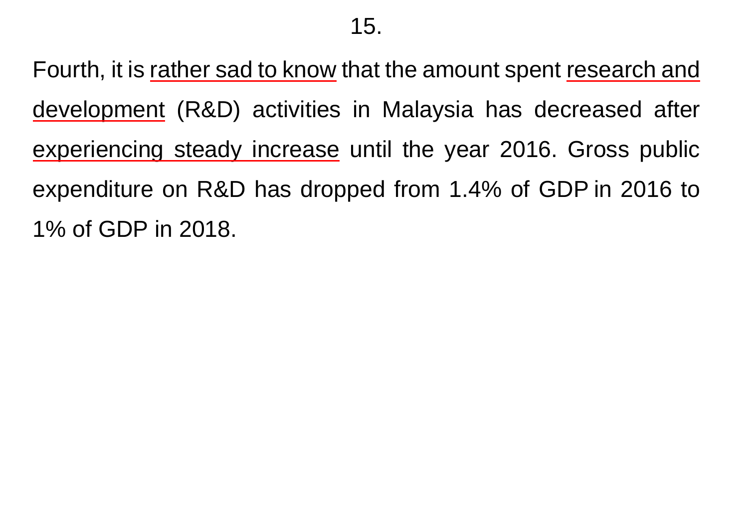15.

Fourth, it is rather sad to know that the amount spent research and development (R&D) activities in Malaysia has decreased after experiencing steady increase until the year 2016. Gross public expenditure on R&D has dropped from 1.4% of GDP in 2016 to 1% of GDP in 2018.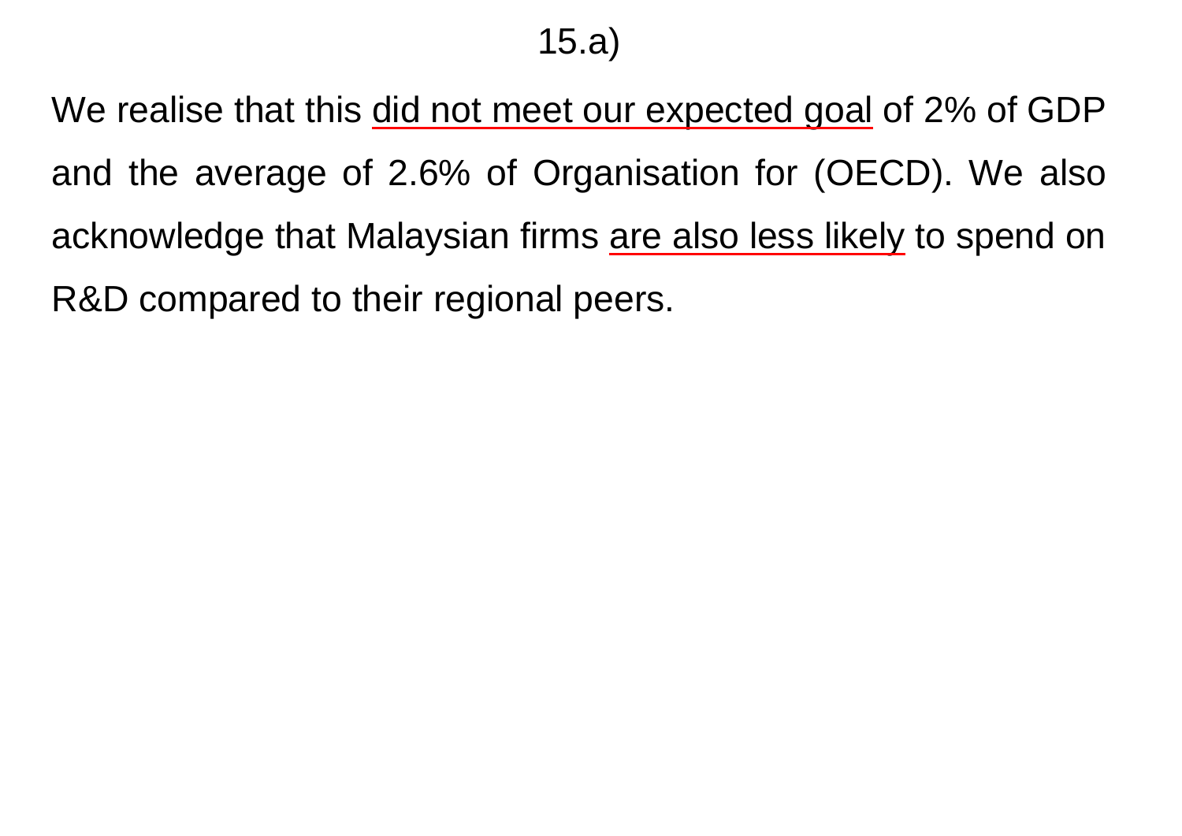15.a)

We realise that this <u>did not meet our expected goal</u> of 2% of GDP and the average of 2.6% of Organisation for (OECD). We also acknowledge that Malaysian firms <u>are also less likely</u> to spend on R&D compared to their regional peers.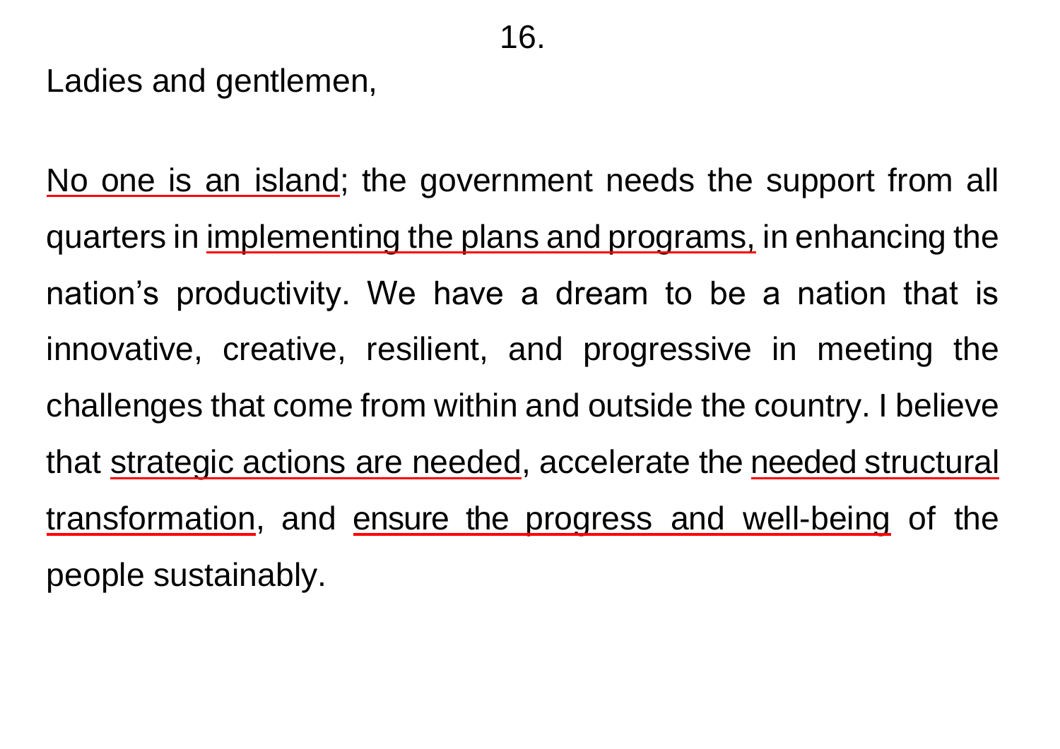16.

Ladies and gentlemen,

No one is an island; the government needs the support from all quarters in implementing the plans and programs, in enhancing the nation's productivity. We have a dream to be a nation that is innovative, creative, resilient, and progressive in meeting the challenges that come from within and outside the country. I believe that strategic actions are needed, accelerate the needed structural transformation, and ensure the progress and well-being of the people sustainably.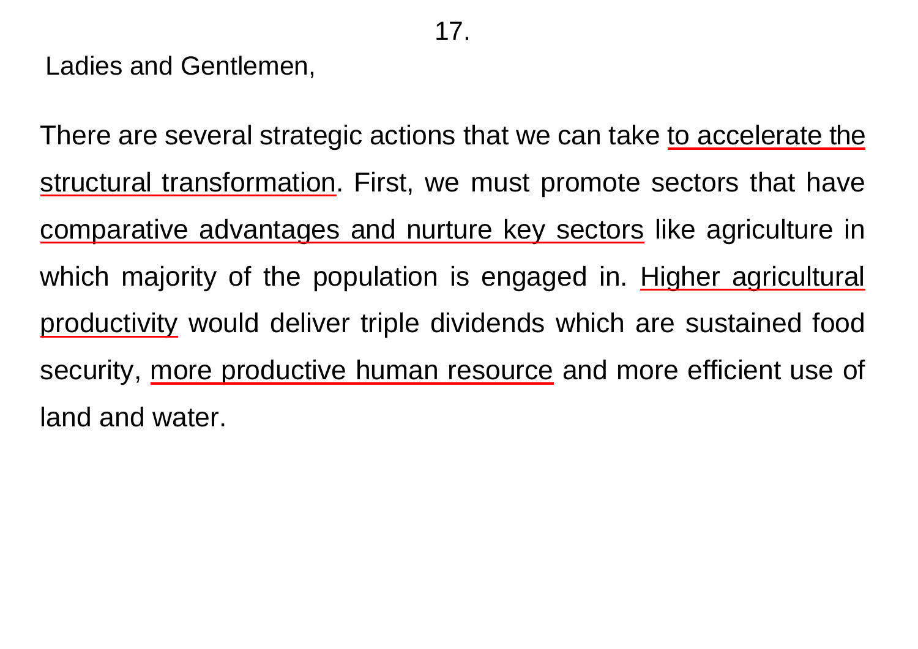17.

Ladies and Gentlemen,

There are several strategic actions that we can take <u>to accelerate the structural transformation</u>. First, we must promote sectors that have <u>comparative advantages and nurture key sectors</u> like agriculture in which majority of the population is engaged in. <u>Higher agricultural productivity</u> would deliver triple dividends which are sustained food security, <u>more productive human resource</u> and more efficient use of land and water.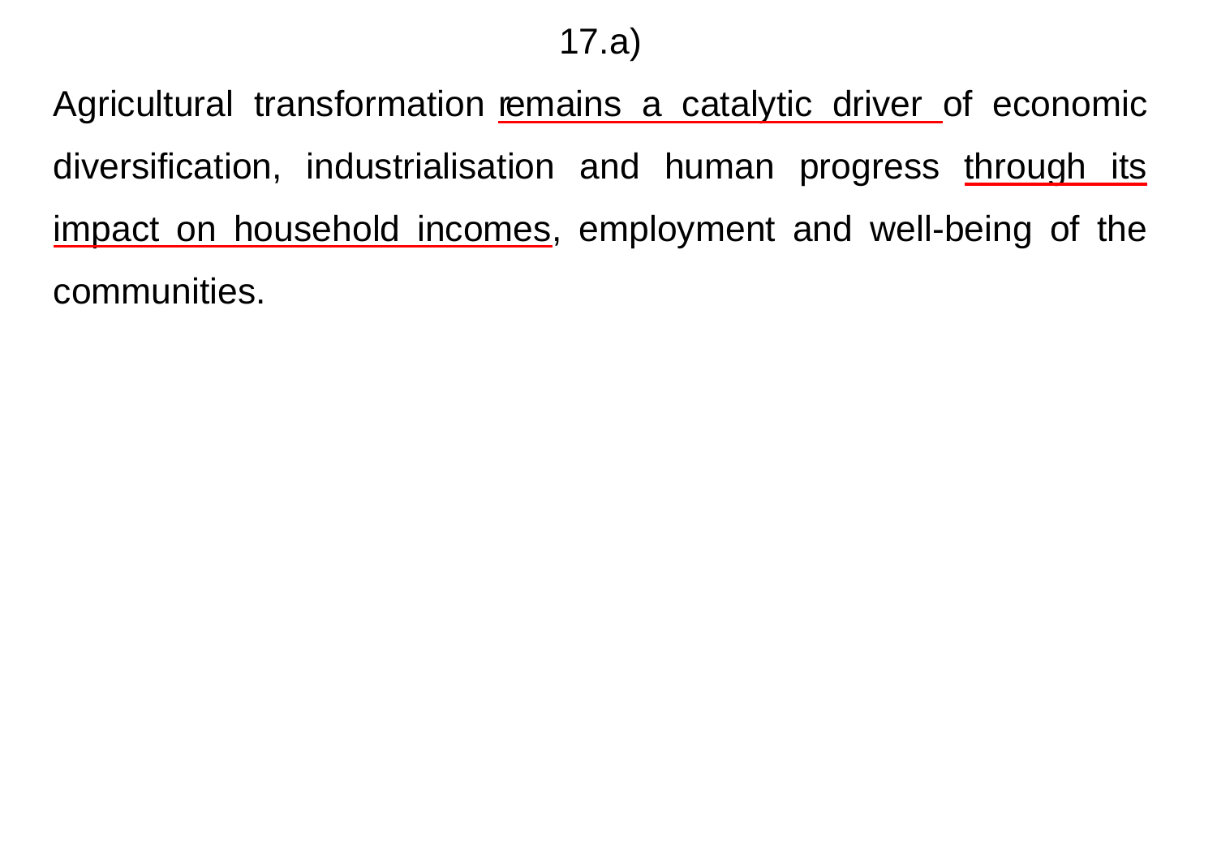17.a)

Agricultural transformation <u>remains a catalytic driver</u> of economic diversification, industrialisation and human progress <u>through its impact on household incomes</u>, employment and well-being of the communities.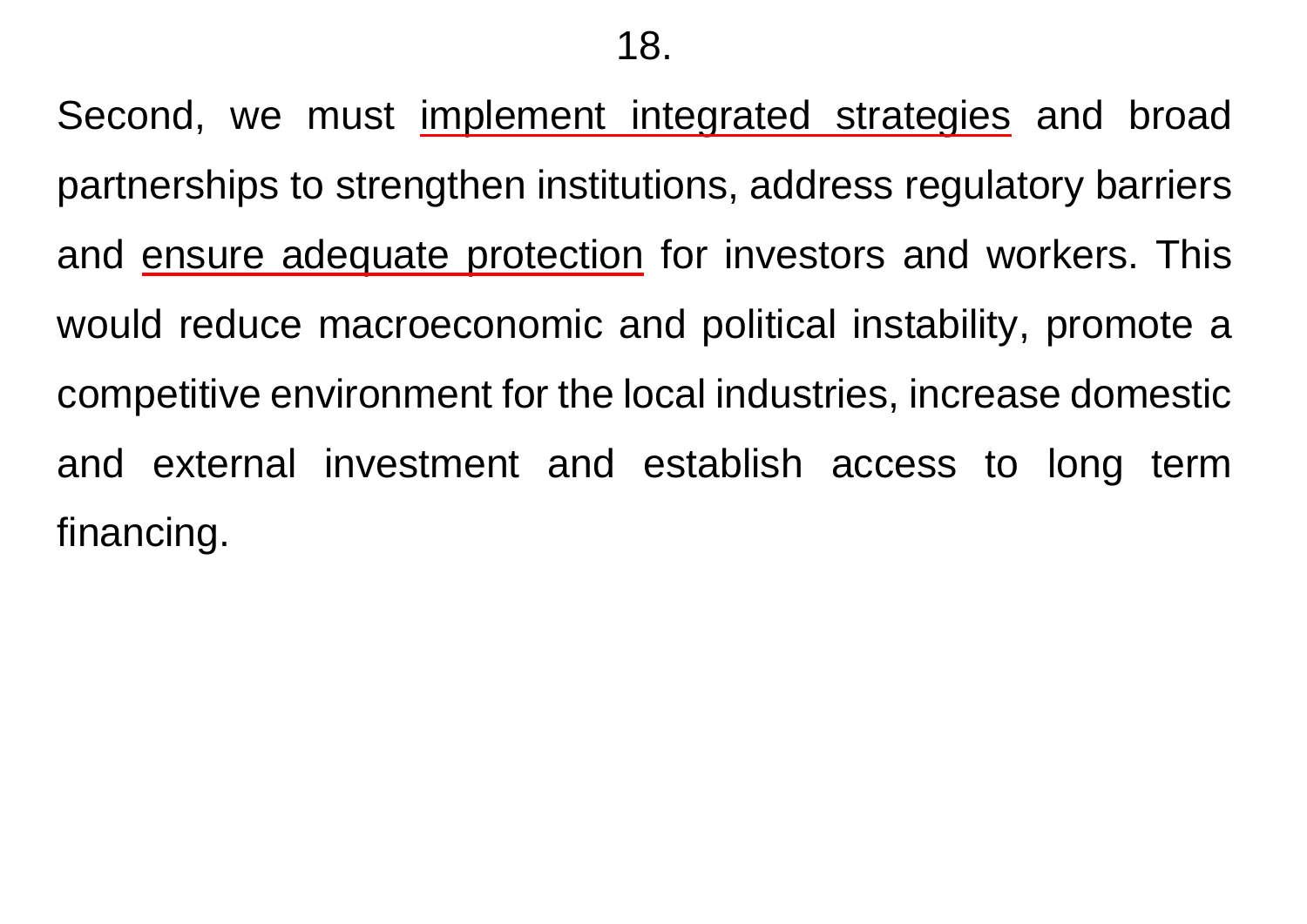18.

Second, we must implement integrated strategies and broad partnerships to strengthen institutions, address regulatory barriers and ensure adequate protection for investors and workers. This would reduce macroeconomic and political instability, promote a competitive environment for the local industries, increase domestic and external investment and establish access to long term financing.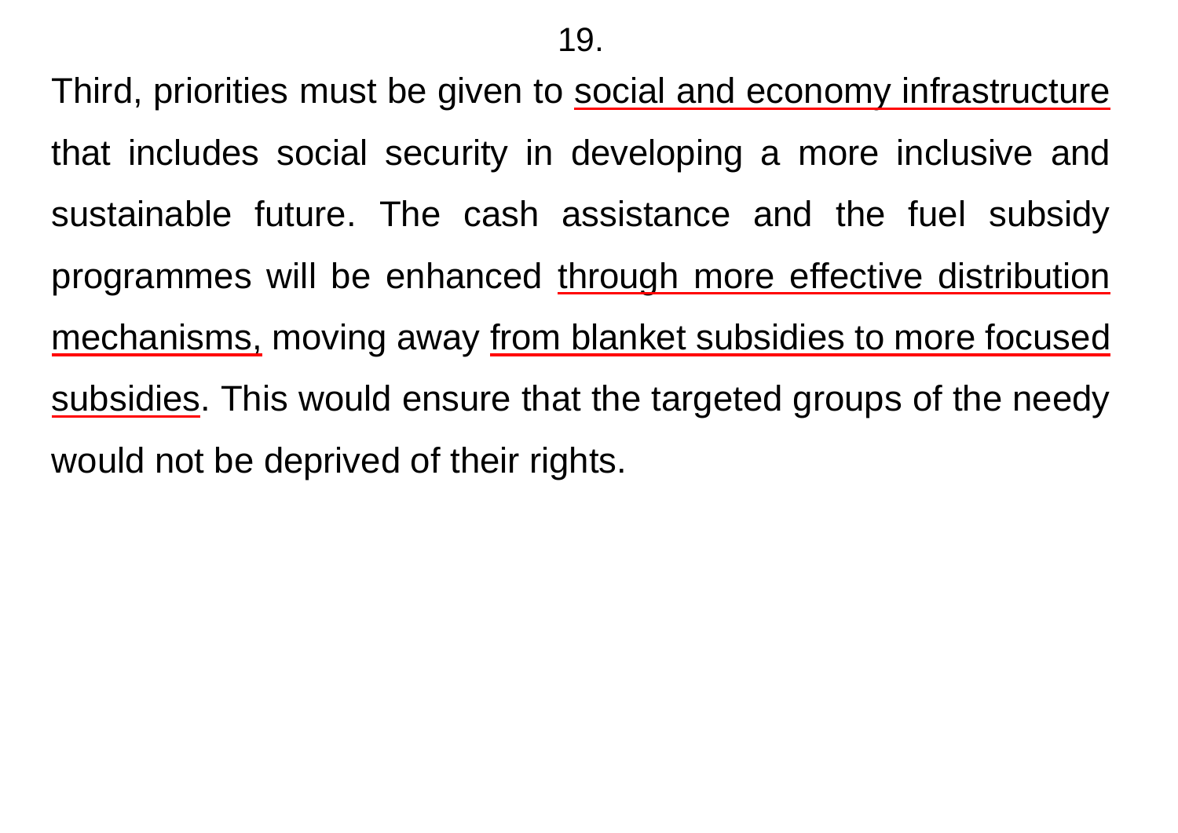19.

Third, priorities must be given to <u>social and economy infrastructure</u> that includes social security in developing a more inclusive and sustainable future. The cash assistance and the fuel subsidy programmes will be enhanced <u>through more effective distribution mechanisms,</u> moving away <u>from blanket subsidies to more focused subsidies</u>. This would ensure that the targeted groups of the needy would not be deprived of their rights.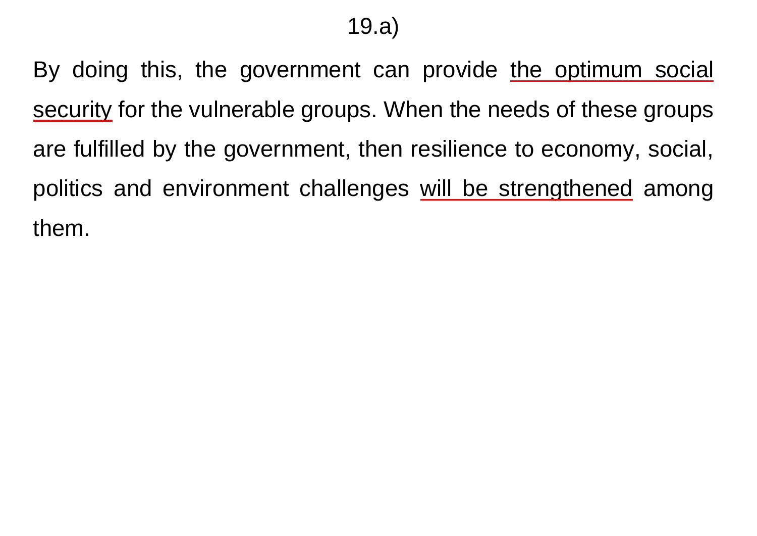19.a)

By doing this, the government can provide <u>the optimum social security</u> for the vulnerable groups. When the needs of these groups are fulfilled by the government, then resilience to economy, social, politics and environment challenges <u>will be strengthened</u> among them.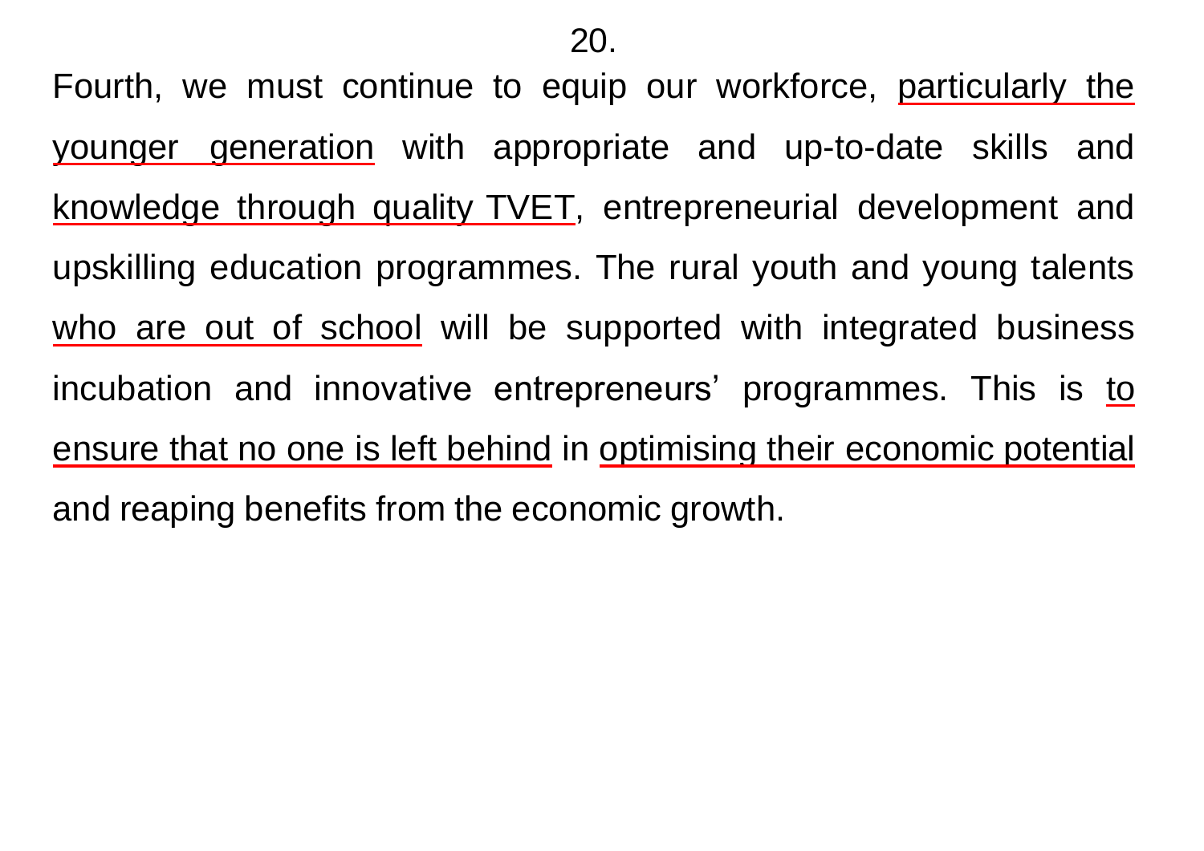20.

Fourth, we must continue to equip our workforce, <u>particularly the younger generation</u> with appropriate and up-to-date skills and <u>knowledge through quality TVET</u>, entrepreneurial development and upskilling education programmes. The rural youth and young talents <u>who are out of school</u> will be supported with integrated business incubation and innovative entrepreneurs' programmes. This is <u>to ensure that no one is left behind</u> in <u>optimising their economic potential</u> and reaping benefits from the economic growth.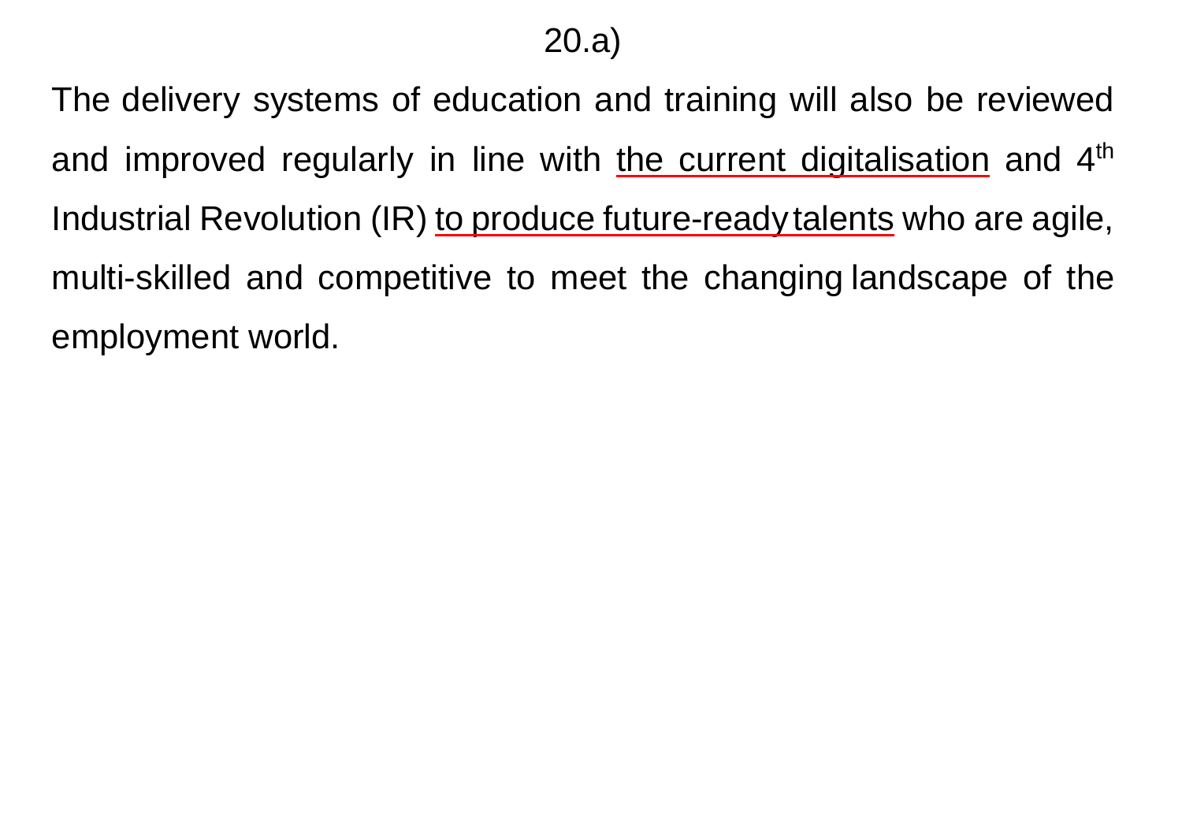20.a)

The delivery systems of education and training will also be reviewed and improved regularly in line with <u>the current digitalisation</u> and 4th Industrial Revolution (IR) <u>to produce future-ready talents</u> who are agile, multi-skilled and competitive to meet the changing landscape of the employment world.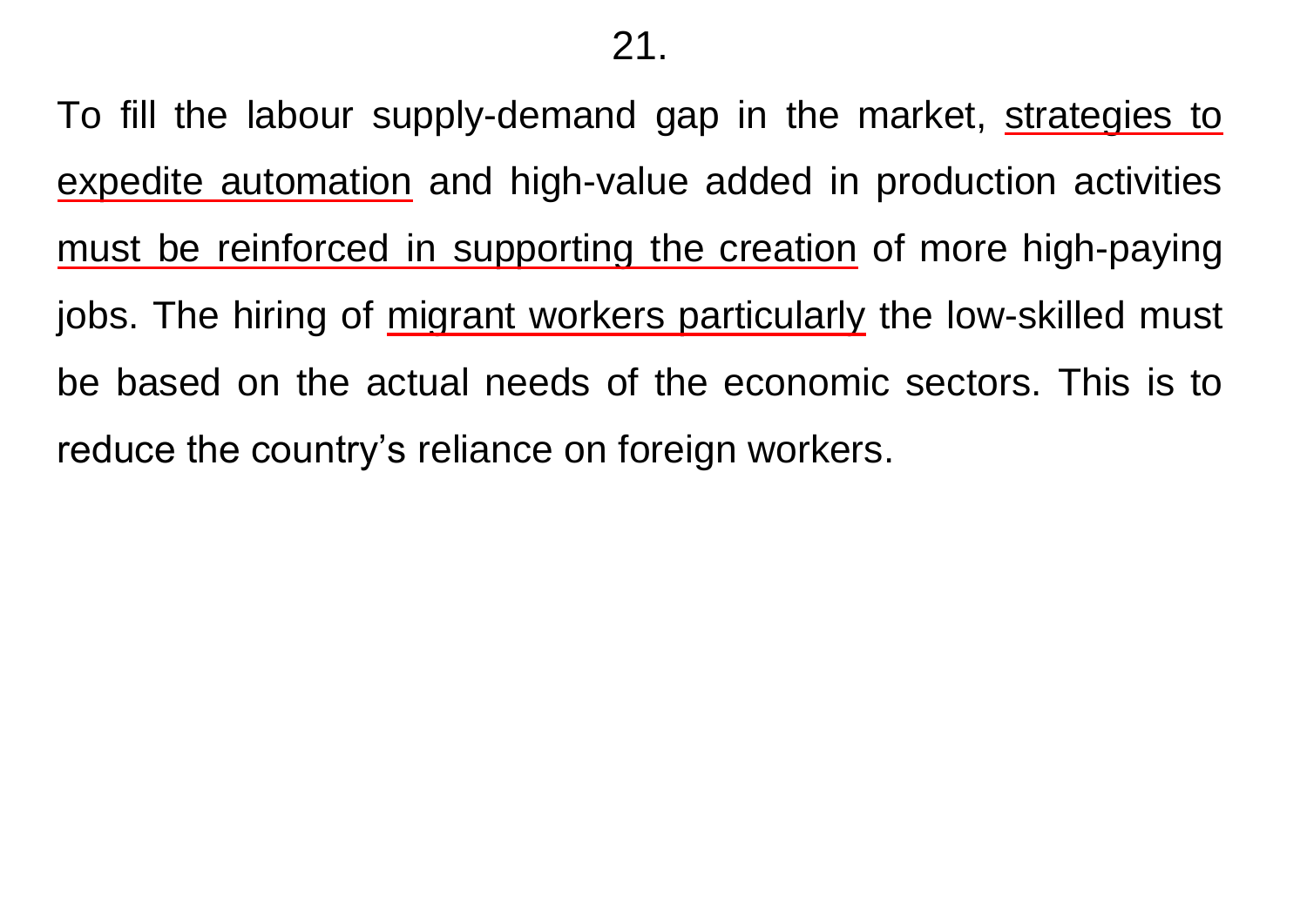21.

To fill the labour supply-demand gap in the market, <u>strategies to expedite automation</u> and high-value added in production activities <u>must be reinforced in supporting the creation</u> of more high-paying jobs. The hiring of <u>migrant workers particularly</u> the low-skilled must be based on the actual needs of the economic sectors. This is to reduce the country's reliance on foreign workers.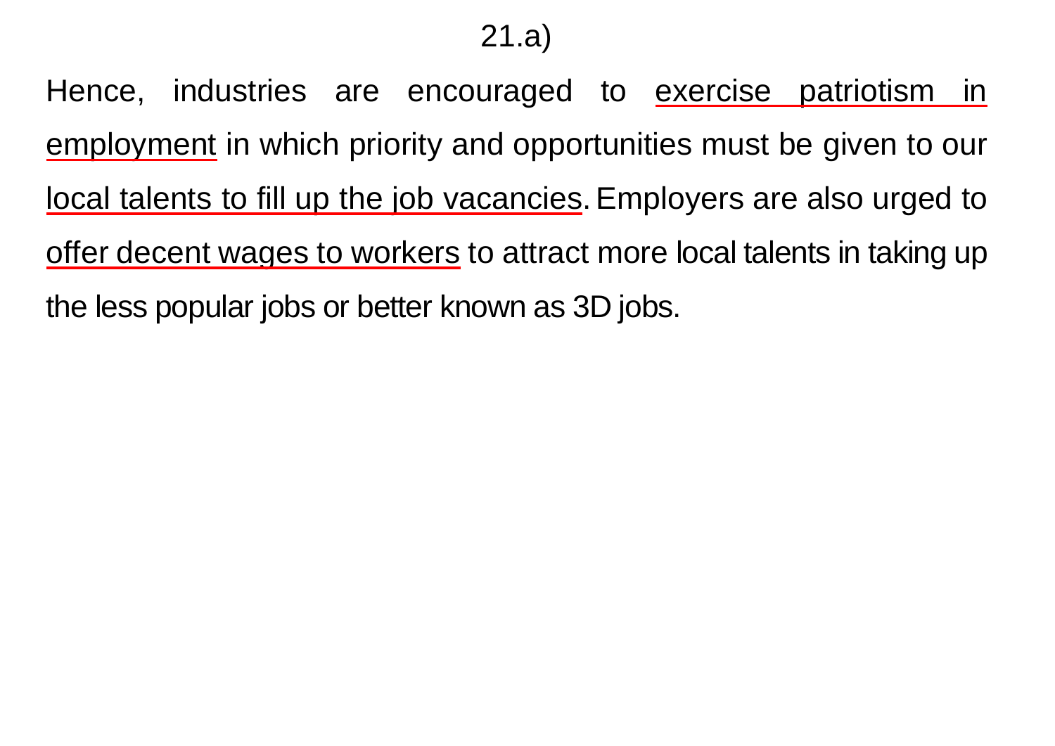21.a)

Hence, industries are encouraged to <u>exercise patriotism in employment</u> in which priority and opportunities must be given to our <u>local talents to fill up the job vacancies</u>. Employers are also urged to <u>offer decent wages to workers</u> to attract more local talents in taking up the less popular jobs or better known as 3D jobs.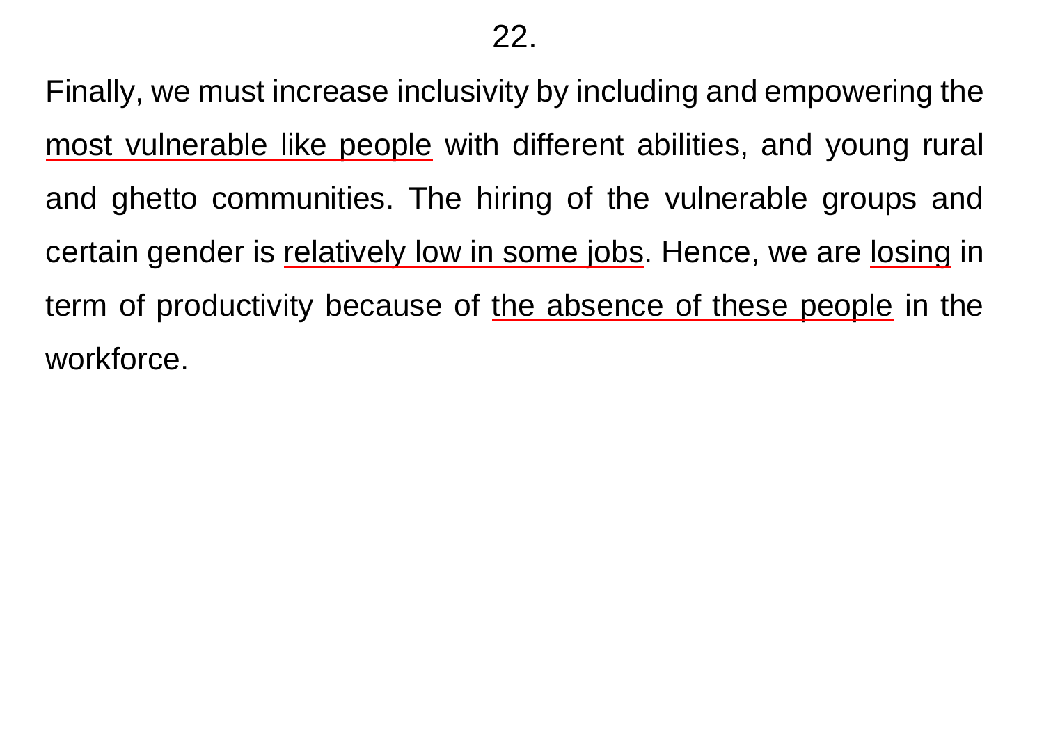22.

Finally, we must increase inclusivity by including and empowering the most vulnerable like people with different abilities, and young rural and ghetto communities. The hiring of the vulnerable groups and certain gender is relatively low in some jobs. Hence, we are losing in term of productivity because of the absence of these people in the workforce.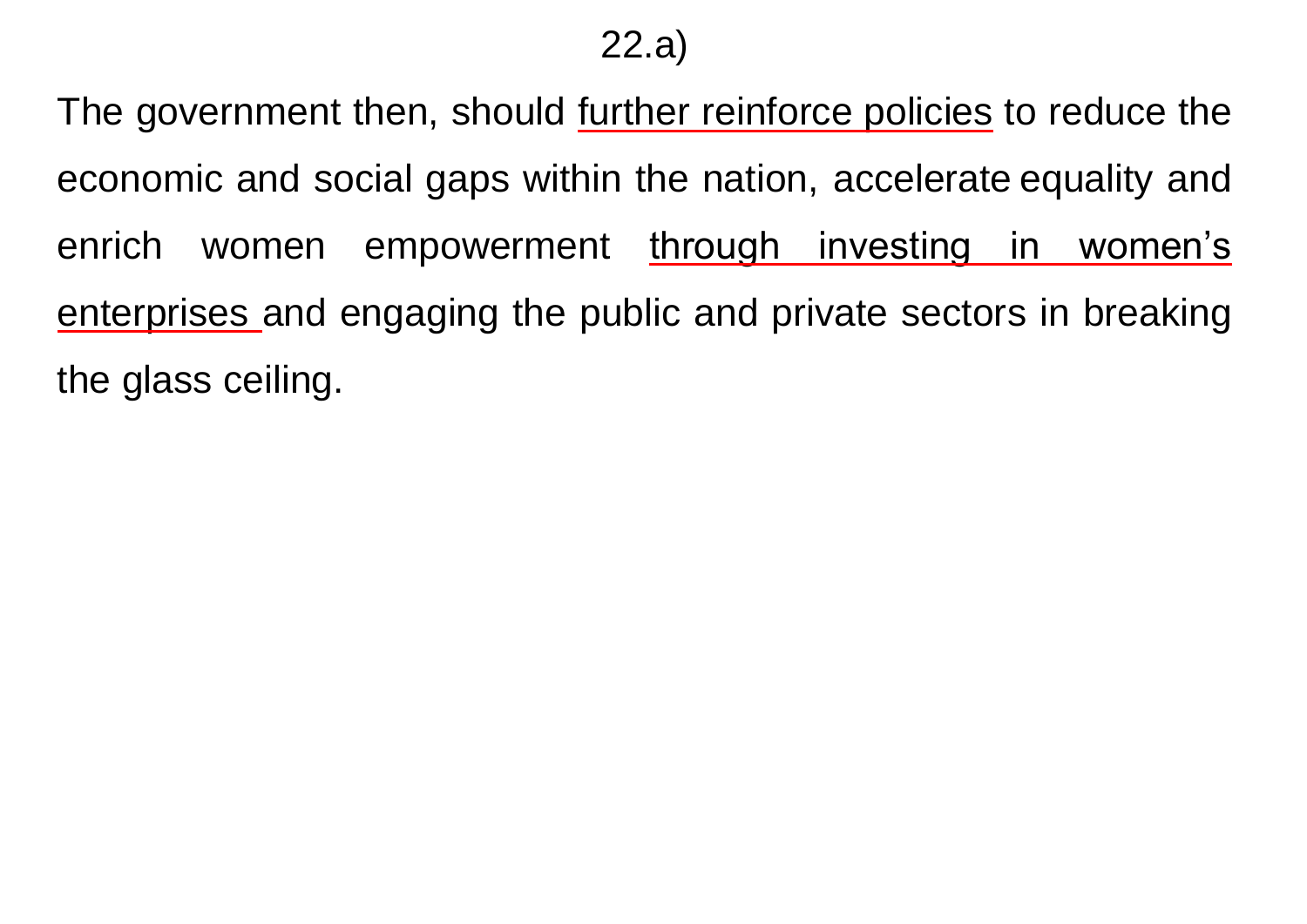22.a)

The government then, should further reinforce policies to reduce the economic and social gaps within the nation, accelerate equality and enrich women empowerment through investing in women's enterprises and engaging the public and private sectors in breaking the glass ceiling.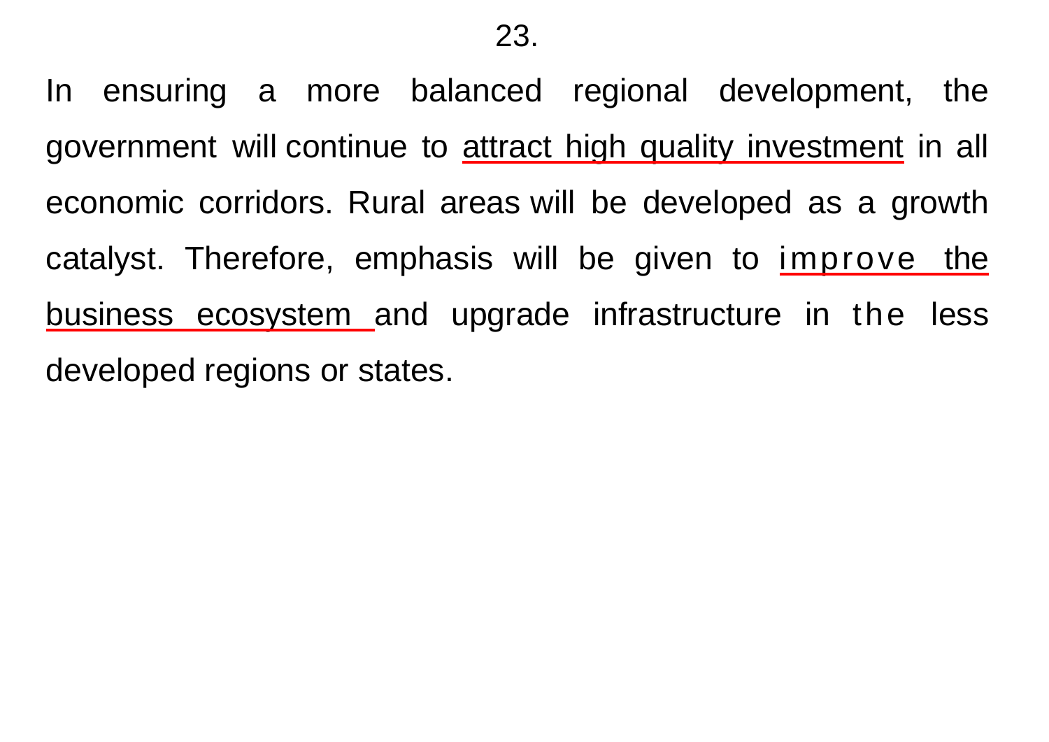23.

In ensuring a more balanced regional development, the government will continue to attract high quality investment in all economic corridors. Rural areas will be developed as a growth catalyst. Therefore, emphasis will be given to improve the business ecosystem and upgrade infrastructure in the less developed regions or states.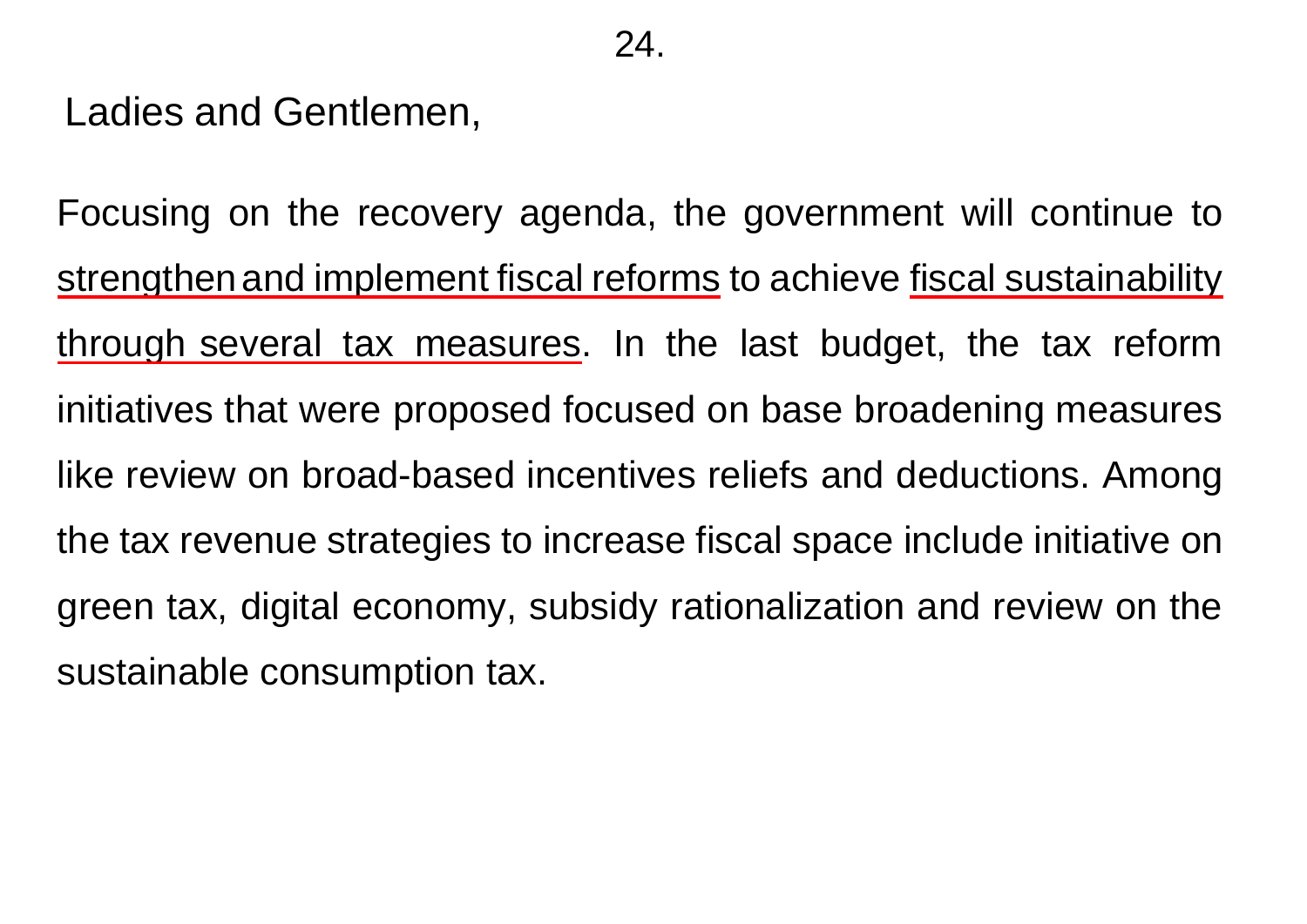Ladies and Gentlemen,

Focusing on the recovery agenda, the government will continue to strengthen and implement fiscal reforms to achieve fiscal sustainability through several tax measures. In the last budget, the tax reform initiatives that were proposed focused on base broadening measures like review on broad-based incentives reliefs and deductions. Among the tax revenue strategies to increase fiscal space include initiative on green tax, digital economy, subsidy rationalization and review on the sustainable consumption tax.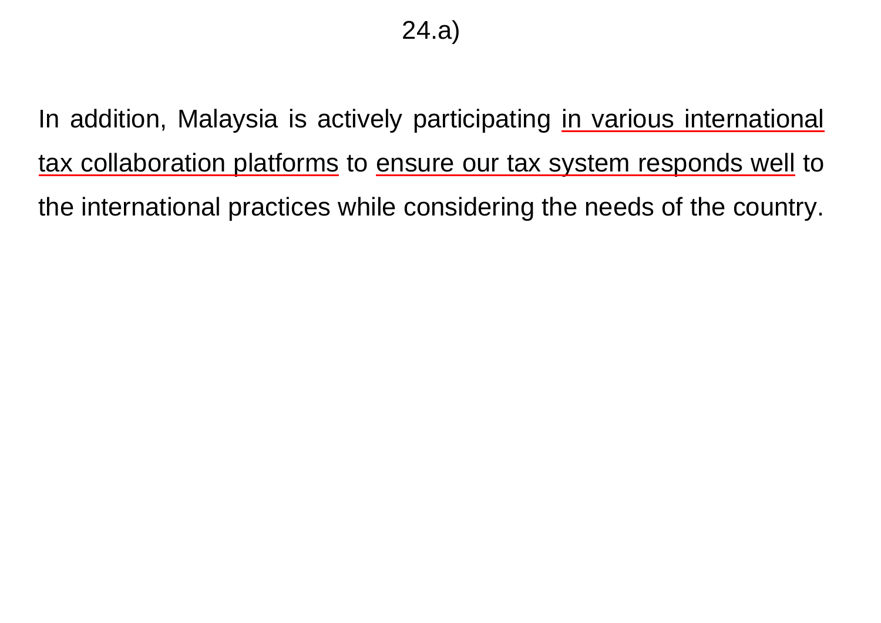24.a)

In addition, Malaysia is actively participating <u>in various international tax collaboration platforms</u> to <u>ensure our tax system responds well</u> to the international practices while considering the needs of the country.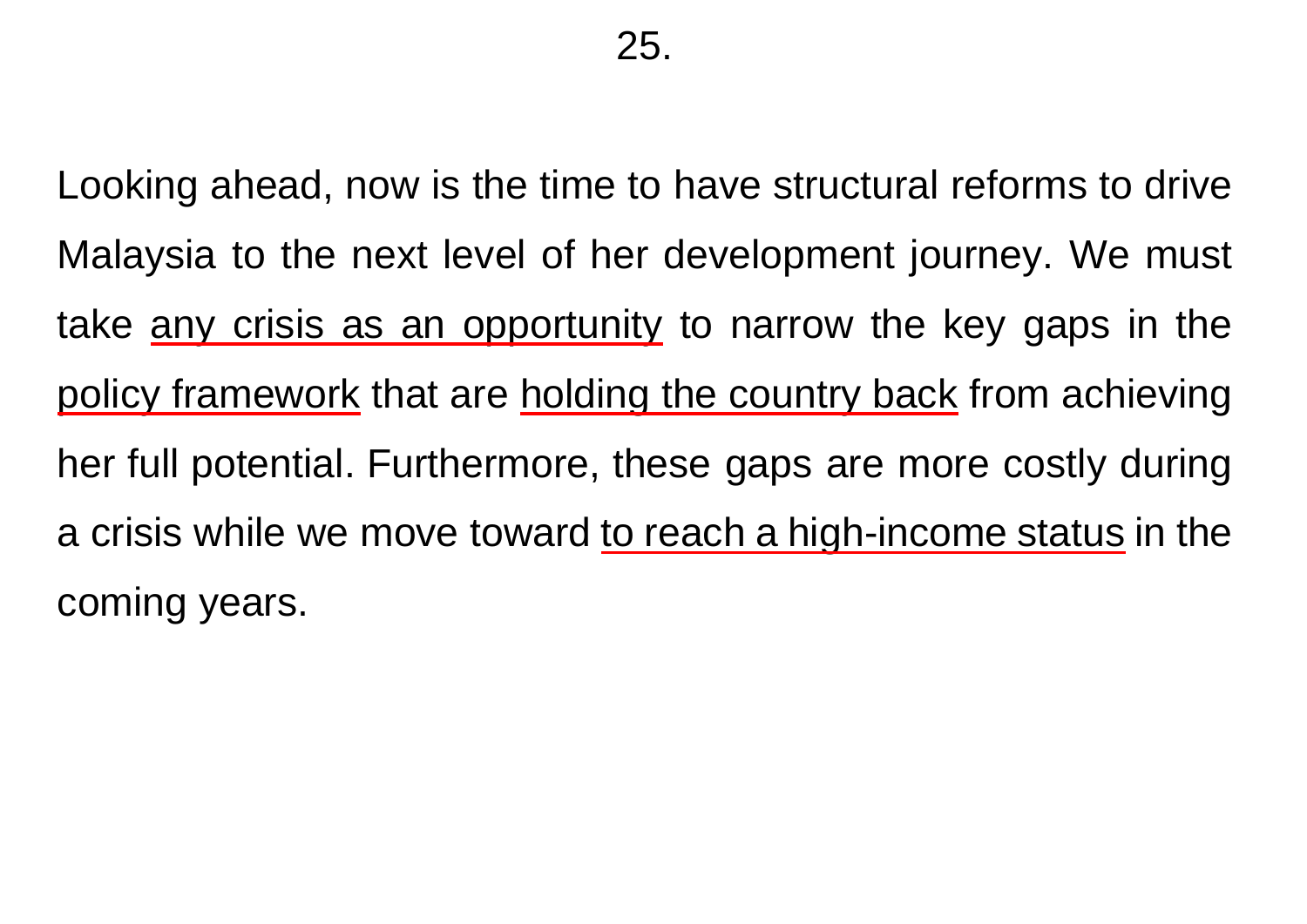25.

Looking ahead, now is the time to have structural reforms to drive Malaysia to the next level of her development journey. We must take <u>any crisis as an opportunity</u> to narrow the key gaps in the <u>policy framework</u> that are <u>holding the country back</u> from achieving her full potential. Furthermore, these gaps are more costly during a crisis while we move toward <u>to reach a high-income status</u> in the coming years.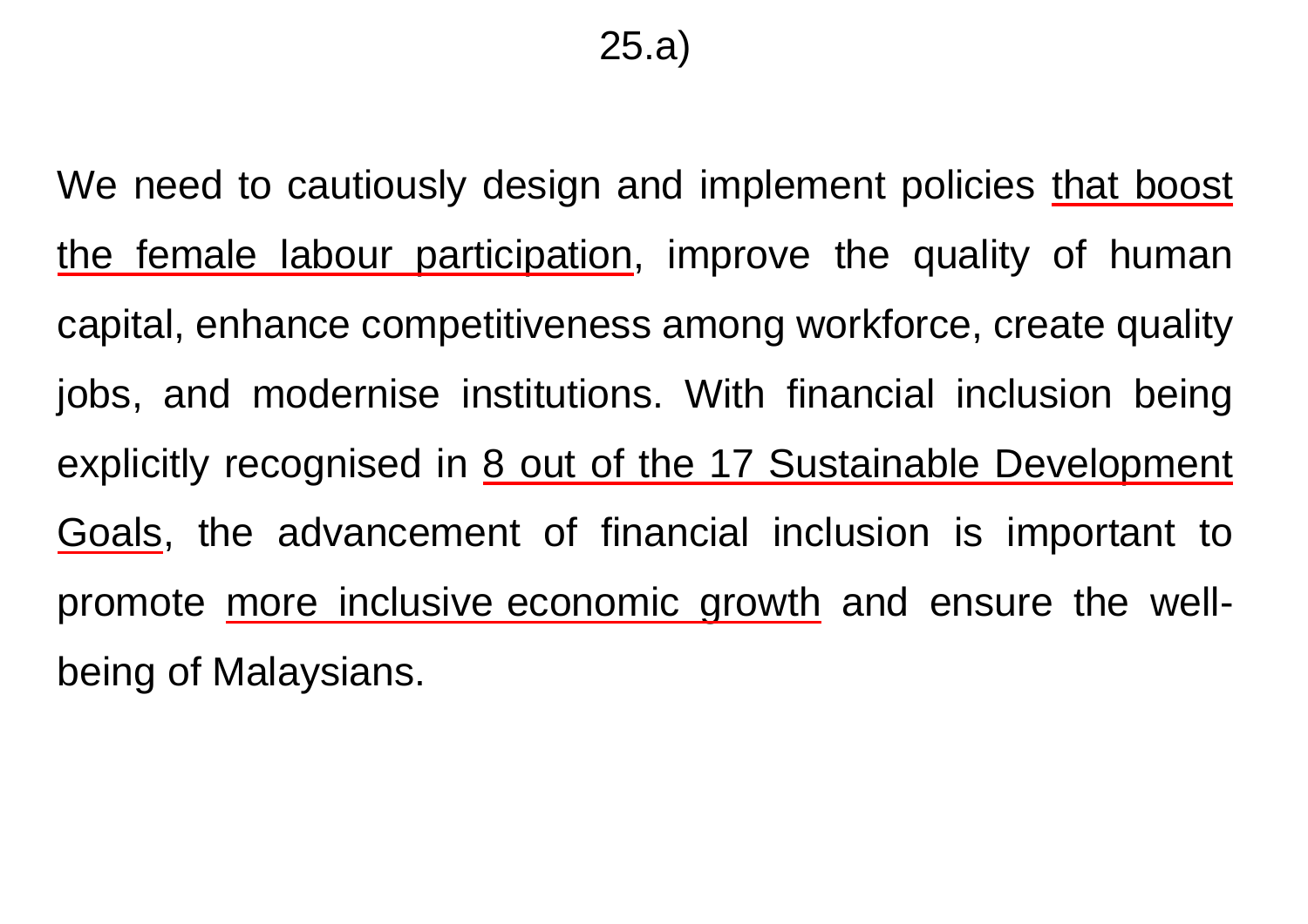25.a)

We need to cautiously design and implement policies that boost the female labour participation, improve the quality of human capital, enhance competitiveness among workforce, create quality jobs, and modernise institutions. With financial inclusion being explicitly recognised in 8 out of the 17 Sustainable Development Goals, the advancement of financial inclusion is important to promote more inclusive economic growth and ensure the well-being of Malaysians.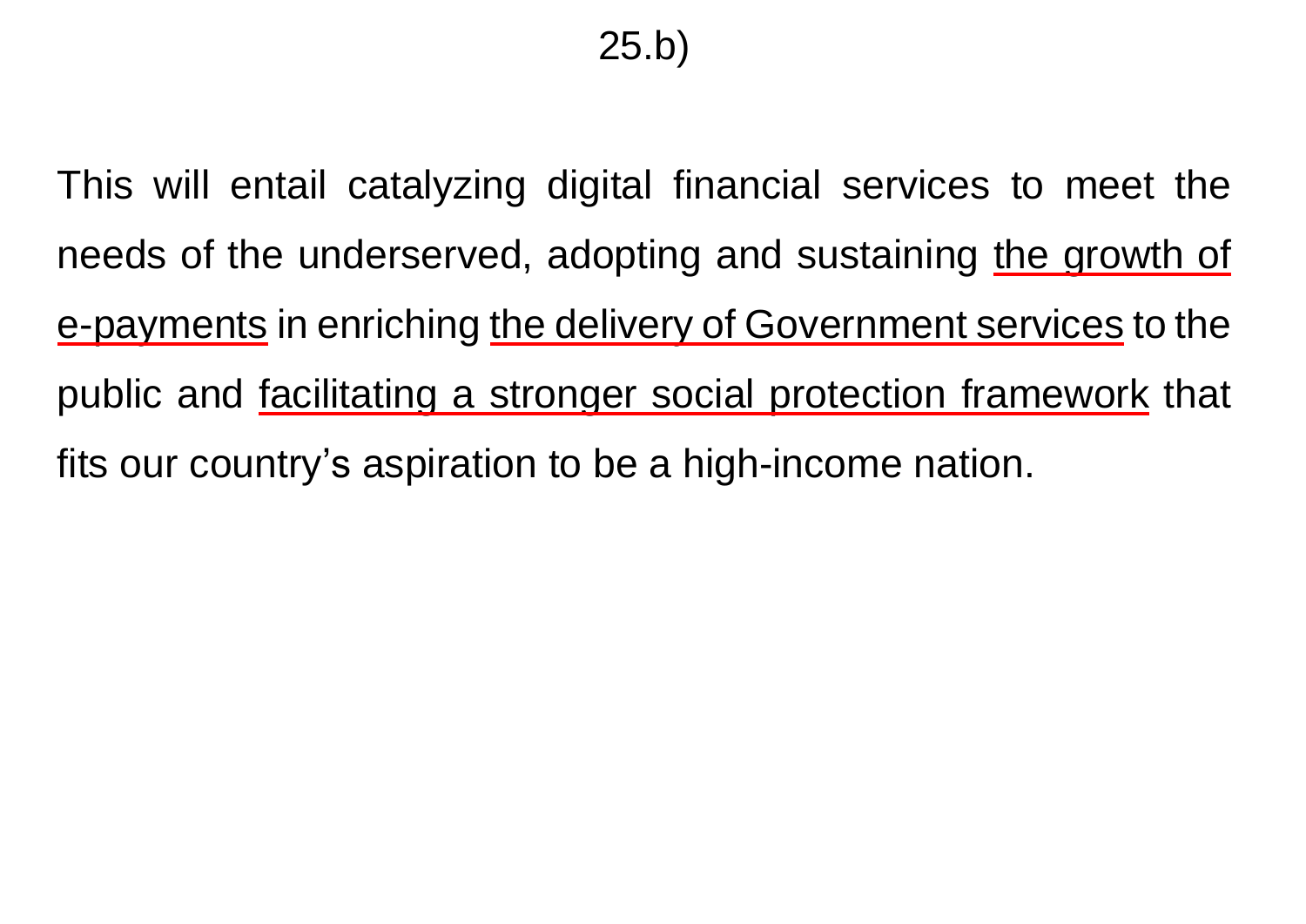25.b)

This will entail catalyzing digital financial services to meet the needs of the underserved, adopting and sustaining <u>the growth of e-payments</u> in enriching <u>the delivery of Government services</u> to the public and <u>facilitating a stronger social protection framework</u> that fits our country’s aspiration to be a high-income nation.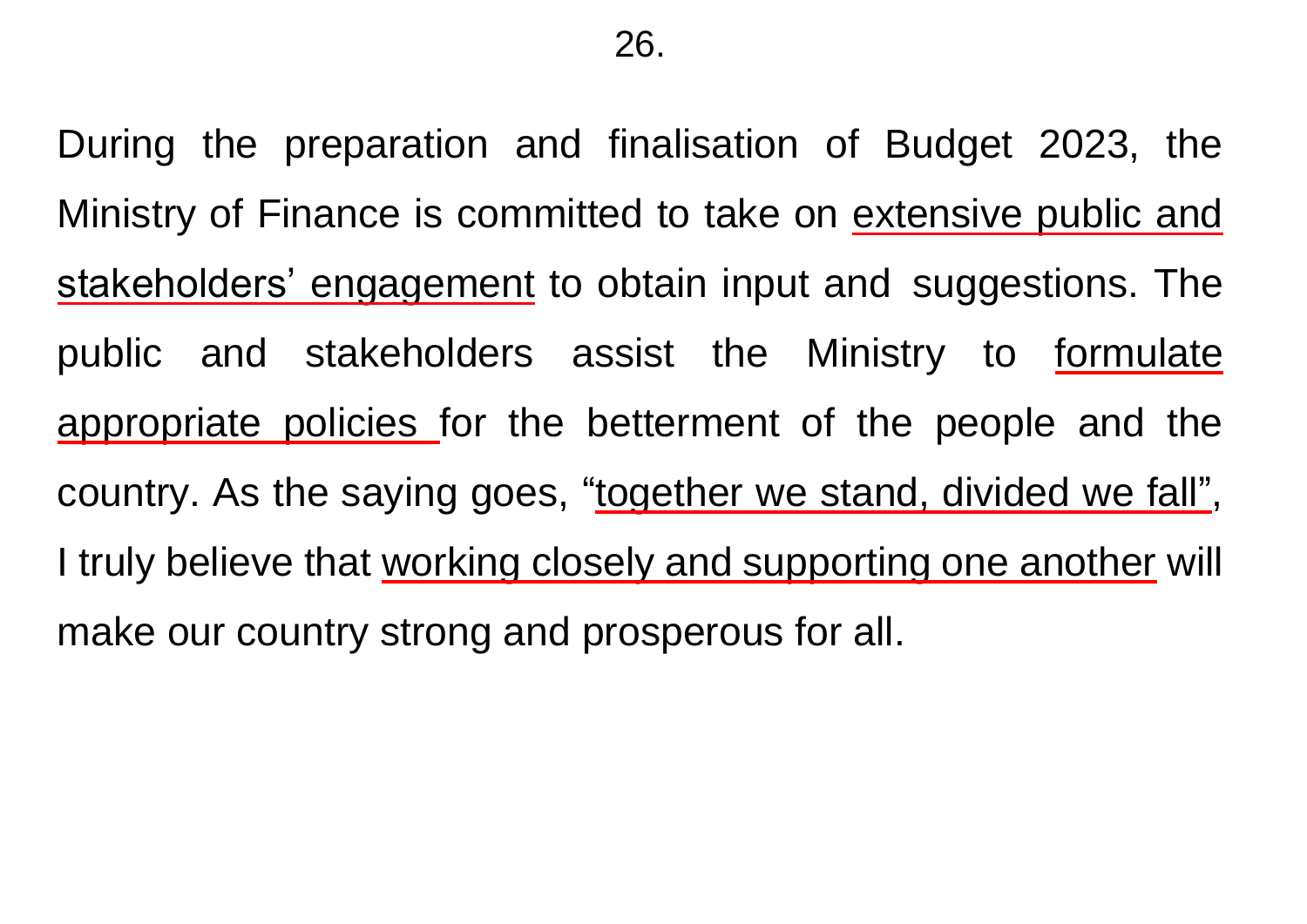26.

During the preparation and finalisation of Budget 2023, the Ministry of Finance is committed to take on extensive public and stakeholders' engagement to obtain input and suggestions. The public and stakeholders assist the Ministry to formulate appropriate policies for the betterment of the people and the country. As the saying goes, "together we stand, divided we fall", I truly believe that working closely and supporting one another will make our country strong and prosperous for all.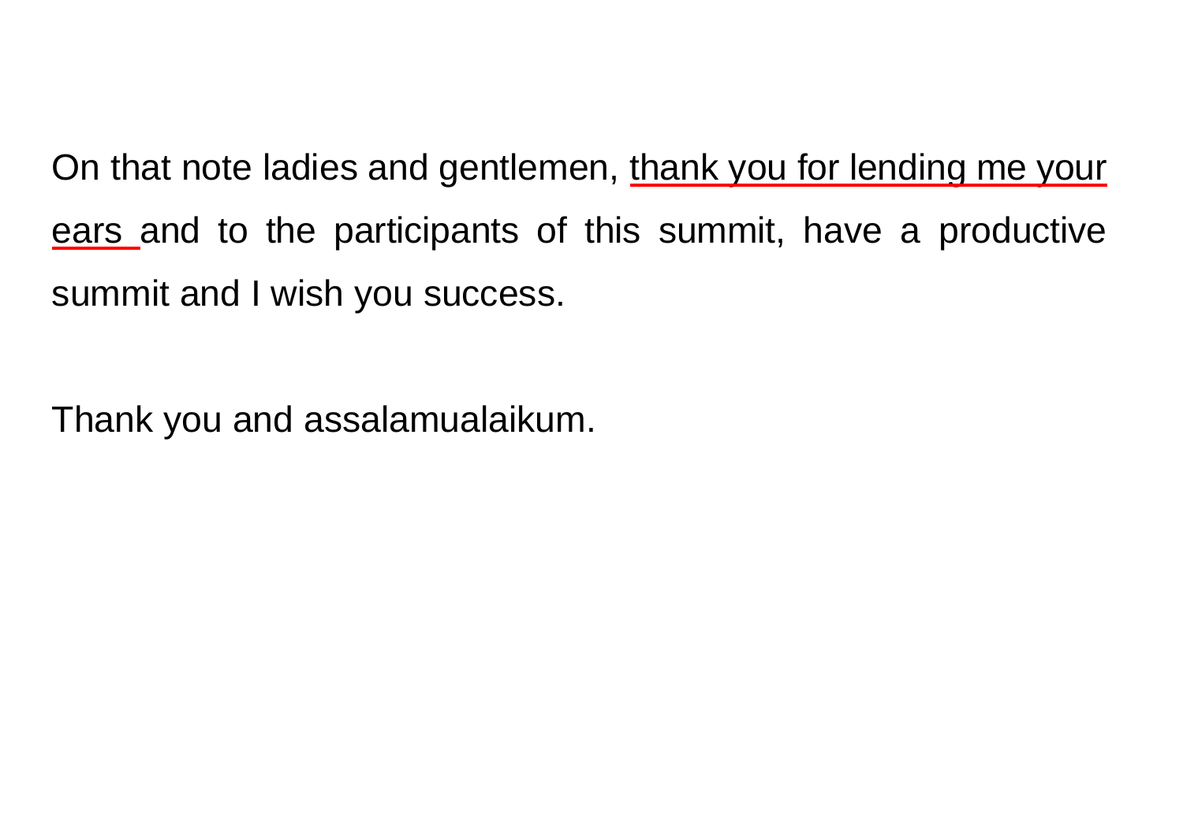On that note ladies and gentlemen, <u>thank you for lending me your ears</u> and to the participants of this summit, have a productive summit and I wish you success.

Thank you and assalamualaikum.